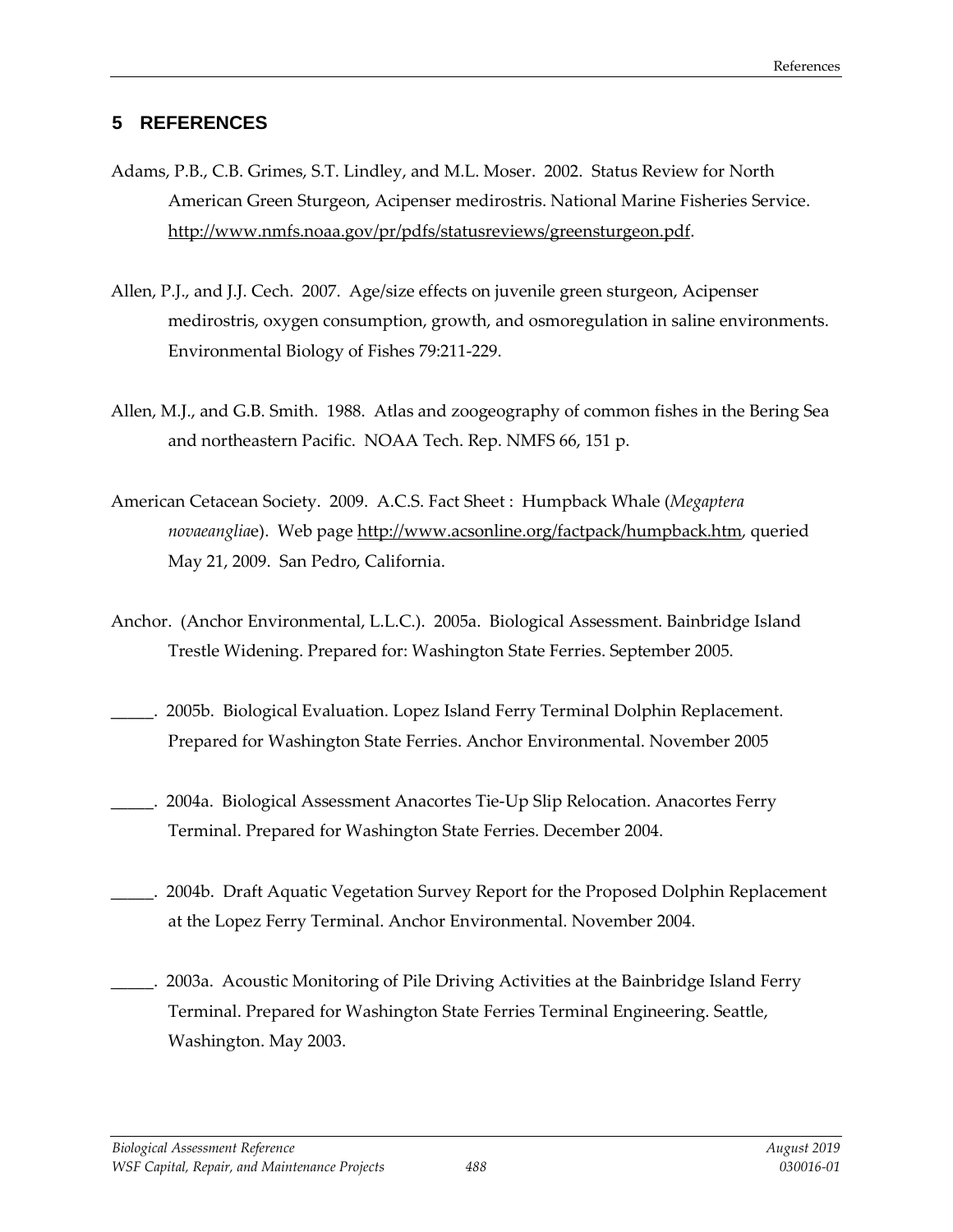# 5 REFERENCES

Adams, P.B., C.B. Grimes, S.T. Lindley, and M.L. Moser. 2002. Status Review for North American Green Sturgeon, Acipenser medirostris. National Marine Fisheries Service. http://www.nmfs.noaa.gov/pr/pdfs/statusreviews/greensturgeon.pdf.

Allen, P.J., and J.J. Cech. 2007. Age/size effects on juvenile green sturgeon, Acipenser medirostris, oxygen consumption, growth, and osmoregulation in saline environments. Environmental Biology of Fishes 79:211-229.

Allen, M.J., and G.B. Smith. 1988. Atlas and zoogeography of common fishes in the Bering Sea and northeastern Pacific. NOAA Tech. Rep. NMFS 66, 151 p.

American Cetacean Society. 2009. A.C.S. Fact Sheet : Humpback Whale (*Megaptera novaeangliae*). Web page http://www.acsonline.org/factpack/humpback.htm, queried May 21, 2009. San Pedro, California.

Anchor. (Anchor Environmental, L.L.C.). 2005a. Biological Assessment. Bainbridge Island Trestle Widening. Prepared for: Washington State Ferries. September 2005.

_____. 2005b. Biological Evaluation. Lopez Island Ferry Terminal Dolphin Replacement. Prepared for Washington State Ferries. Anchor Environmental. November 2005

_____. 2004a. Biological Assessment Anacortes Tie-Up Slip Relocation. Anacortes Ferry Terminal. Prepared for Washington State Ferries. December 2004.

_____. 2004b. Draft Aquatic Vegetation Survey Report for the Proposed Dolphin Replacement at the Lopez Ferry Terminal. Anchor Environmental. November 2004.

_____. 2003a. Acoustic Monitoring of Pile Driving Activities at the Bainbridge Island Ferry Terminal. Prepared for Washington State Ferries Terminal Engineering. Seattle, Washington. May 2003.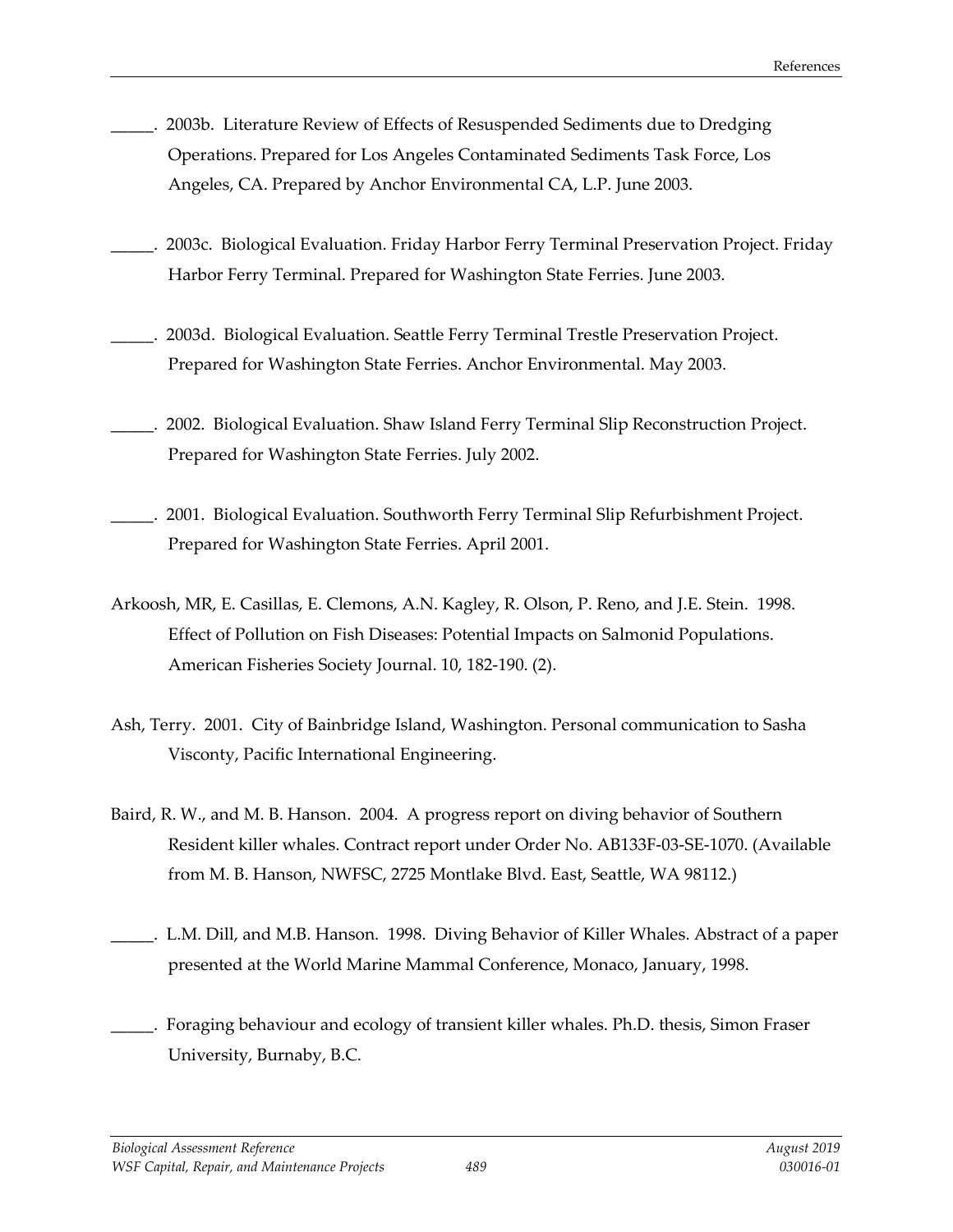_____. 2003b. Literature Review of Effects of Resuspended Sediments due to Dredging Operations. Prepared for Los Angeles Contaminated Sediments Task Force, Los Angeles, CA. Prepared by Anchor Environmental CA, L.P. June 2003.

_____. 2003c. Biological Evaluation. Friday Harbor Ferry Terminal Preservation Project. Friday Harbor Ferry Terminal. Prepared for Washington State Ferries. June 2003.

_____. 2003d. Biological Evaluation. Seattle Ferry Terminal Trestle Preservation Project. Prepared for Washington State Ferries. Anchor Environmental. May 2003.

_____. 2002. Biological Evaluation. Shaw Island Ferry Terminal Slip Reconstruction Project. Prepared for Washington State Ferries. July 2002.

_____. 2001. Biological Evaluation. Southworth Ferry Terminal Slip Refurbishment Project. Prepared for Washington State Ferries. April 2001.

Arkoosh, MR, E. Casillas, E. Clemons, A.N. Kagley, R. Olson, P. Reno, and J.E. Stein. 1998. Effect of Pollution on Fish Diseases: Potential Impacts on Salmonid Populations. American Fisheries Society Journal. 10, 182-190. (2).

Ash, Terry. 2001. City of Bainbridge Island, Washington. Personal communication to Sasha Visconty, Pacific International Engineering.

Baird, R. W., and M. B. Hanson. 2004. A progress report on diving behavior of Southern Resident killer whales. Contract report under Order No. AB133F-03-SE-1070. (Available from M. B. Hanson, NWFSC, 2725 Montlake Blvd. East, Seattle, WA 98112.)

_____. L.M. Dill, and M.B. Hanson. 1998. Diving Behavior of Killer Whales. Abstract of a paper presented at the World Marine Mammal Conference, Monaco, January, 1998.

_____. Foraging behaviour and ecology of transient killer whales. Ph.D. thesis, Simon Fraser University, Burnaby, B.C.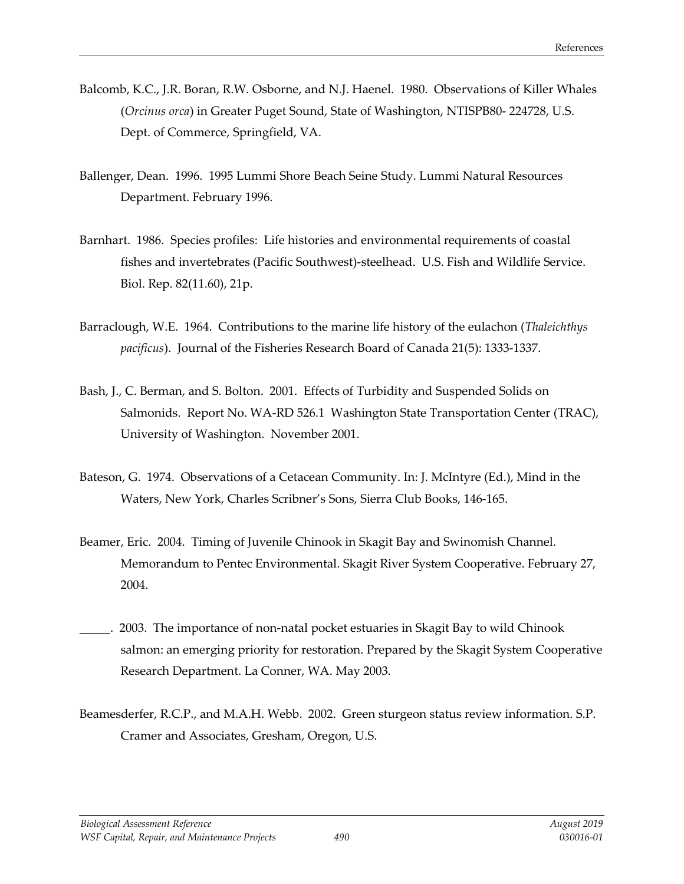Balcomb, K.C., J.R. Boran, R.W. Osborne, and N.J. Haenel. 1980. Observations of Killer Whales (*Orcinus orca*) in Greater Puget Sound, State of Washington, NTISPB80- 224728, U.S. Dept. of Commerce, Springfield, VA.

Ballenger, Dean. 1996. 1995 Lummi Shore Beach Seine Study. Lummi Natural Resources Department. February 1996.

Barnhart. 1986. Species profiles: Life histories and environmental requirements of coastal fishes and invertebrates (Pacific Southwest)-steelhead. U.S. Fish and Wildlife Service. Biol. Rep. 82(11.60), 21p.

Barraclough, W.E. 1964. Contributions to the marine life history of the eulachon (*Thaleichthys pacificus*). Journal of the Fisheries Research Board of Canada 21(5): 1333-1337.

Bash, J., C. Berman, and S. Bolton. 2001. Effects of Turbidity and Suspended Solids on Salmonids. Report No. WA-RD 526.1 Washington State Transportation Center (TRAC), University of Washington. November 2001.

Bateson, G. 1974. Observations of a Cetacean Community. In: J. McIntyre (Ed.), Mind in the Waters, New York, Charles Scribner's Sons, Sierra Club Books, 146-165.

Beamer, Eric. 2004. Timing of Juvenile Chinook in Skagit Bay and Swinomish Channel. Memorandum to Pentec Environmental. Skagit River System Cooperative. February 27, 2004.

_____. 2003. The importance of non-natal pocket estuaries in Skagit Bay to wild Chinook salmon: an emerging priority for restoration. Prepared by the Skagit System Cooperative Research Department. La Conner, WA. May 2003.

Beamesderfer, R.C.P., and M.A.H. Webb. 2002. Green sturgeon status review information. S.P. Cramer and Associates, Gresham, Oregon, U.S.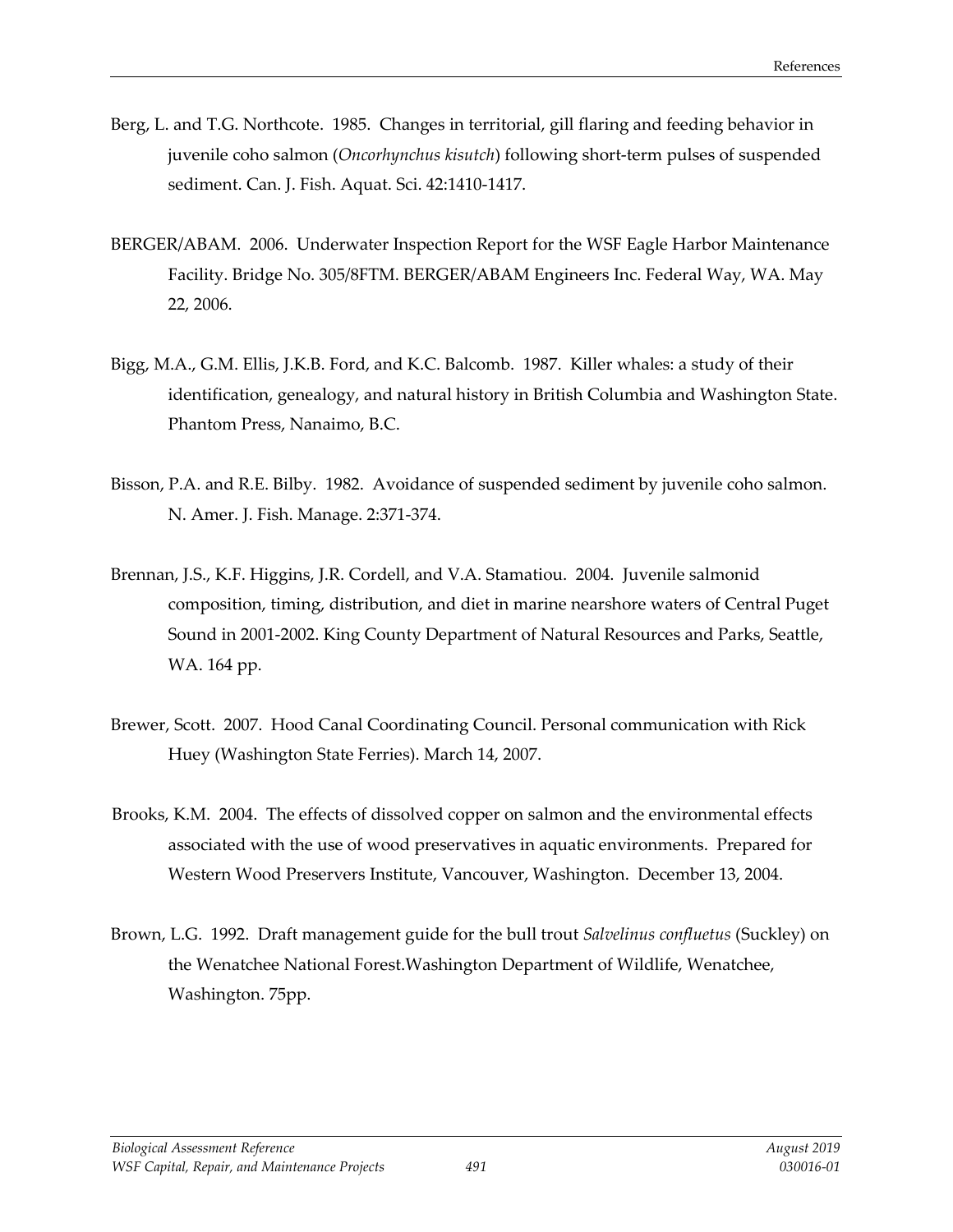Berg, L. and T.G. Northcote. 1985. Changes in territorial, gill flaring and feeding behavior in juvenile coho salmon (*Oncorhynchus kisutch*) following short-term pulses of suspended sediment. Can. J. Fish. Aquat. Sci. 42:1410-1417.

BERGER/ABAM. 2006. Underwater Inspection Report for the WSF Eagle Harbor Maintenance Facility. Bridge No. 305/8FTM. BERGER/ABAM Engineers Inc. Federal Way, WA. May 22, 2006.

Bigg, M.A., G.M. Ellis, J.K.B. Ford, and K.C. Balcomb. 1987. Killer whales: a study of their identification, genealogy, and natural history in British Columbia and Washington State. Phantom Press, Nanaimo, B.C.

Bisson, P.A. and R.E. Bilby. 1982. Avoidance of suspended sediment by juvenile coho salmon. N. Amer. J. Fish. Manage. 2:371-374.

Brennan, J.S., K.F. Higgins, J.R. Cordell, and V.A. Stamatiou. 2004. Juvenile salmonid composition, timing, distribution, and diet in marine nearshore waters of Central Puget Sound in 2001-2002. King County Department of Natural Resources and Parks, Seattle, WA. 164 pp.

Brewer, Scott. 2007. Hood Canal Coordinating Council. Personal communication with Rick Huey (Washington State Ferries). March 14, 2007.

Brooks, K.M. 2004. The effects of dissolved copper on salmon and the environmental effects associated with the use of wood preservatives in aquatic environments. Prepared for Western Wood Preservers Institute, Vancouver, Washington. December 13, 2004.

Brown, L.G. 1992. Draft management guide for the bull trout *Salvelinus confluetus* (Suckley) on the Wenatchee National Forest.Washington Department of Wildlife, Wenatchee, Washington. 75pp.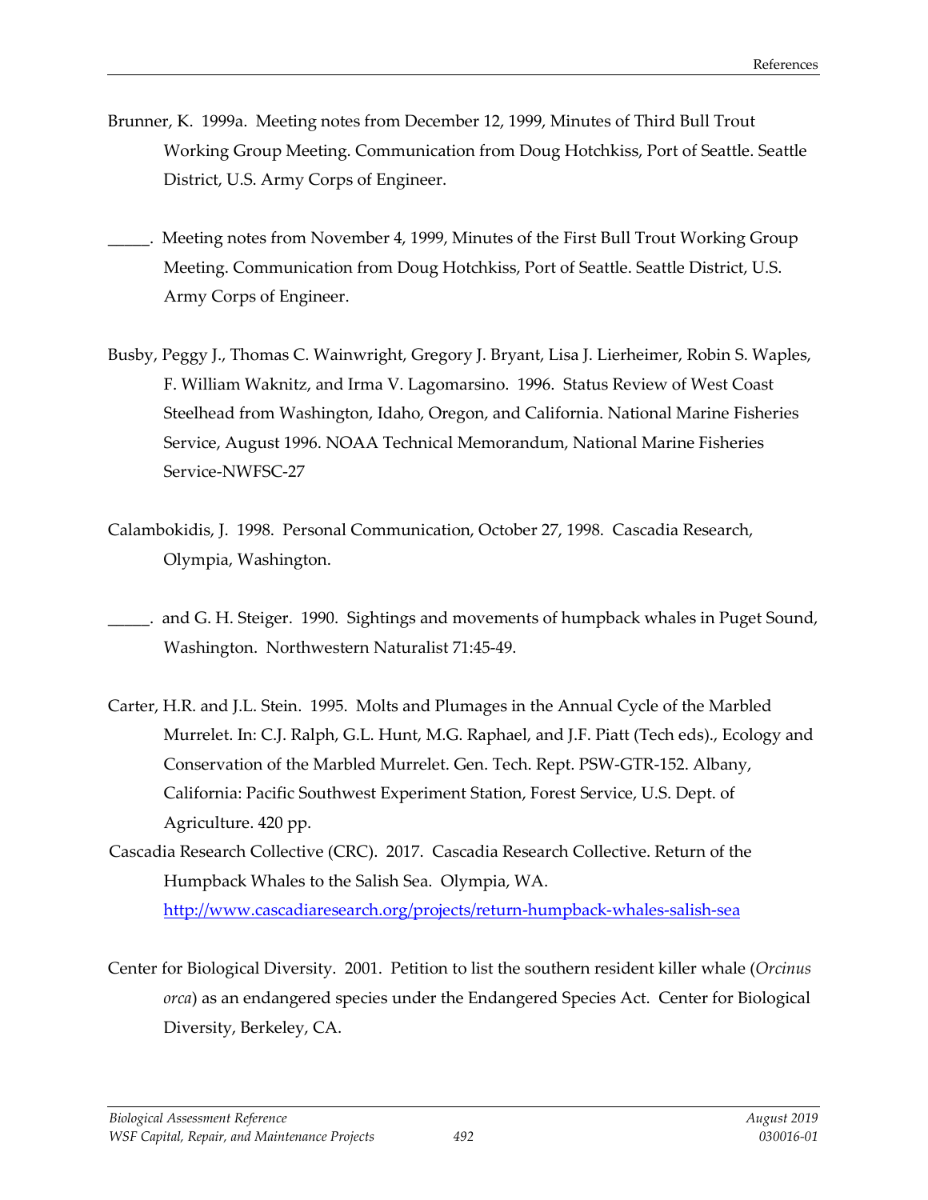Brunner, K. 1999a. Meeting notes from December 12, 1999, Minutes of Third Bull Trout Working Group Meeting. Communication from Doug Hotchkiss, Port of Seattle. Seattle District, U.S. Army Corps of Engineer.

_____. Meeting notes from November 4, 1999, Minutes of the First Bull Trout Working Group Meeting. Communication from Doug Hotchkiss, Port of Seattle. Seattle District, U.S. Army Corps of Engineer.

Busby, Peggy J., Thomas C. Wainwright, Gregory J. Bryant, Lisa J. Lierheimer, Robin S. Waples, F. William Waknitz, and Irma V. Lagomarsino. 1996. Status Review of West Coast Steelhead from Washington, Idaho, Oregon, and California. National Marine Fisheries Service, August 1996. NOAA Technical Memorandum, National Marine Fisheries Service-NWFSC-27

Calambokidis, J. 1998. Personal Communication, October 27, 1998. Cascadia Research, Olympia, Washington.

_____. and G. H. Steiger. 1990. Sightings and movements of humpback whales in Puget Sound, Washington. Northwestern Naturalist 71:45-49.

Carter, H.R. and J.L. Stein. 1995. Molts and Plumages in the Annual Cycle of the Marbled Murrelet. In: C.J. Ralph, G.L. Hunt, M.G. Raphael, and J.F. Piatt (Tech eds)., Ecology and Conservation of the Marbled Murrelet. Gen. Tech. Rept. PSW-GTR-152. Albany, California: Pacific Southwest Experiment Station, Forest Service, U.S. Dept. of Agriculture. 420 pp.

Cascadia Research Collective (CRC). 2017. Cascadia Research Collective. Return of the Humpback Whales to the Salish Sea. Olympia, WA. http://www.cascadiaresearch.org/projects/return-humpback-whales-salish-sea

Center for Biological Diversity. 2001. Petition to list the southern resident killer whale (*Orcinus orca*) as an endangered species under the Endangered Species Act. Center for Biological Diversity, Berkeley, CA.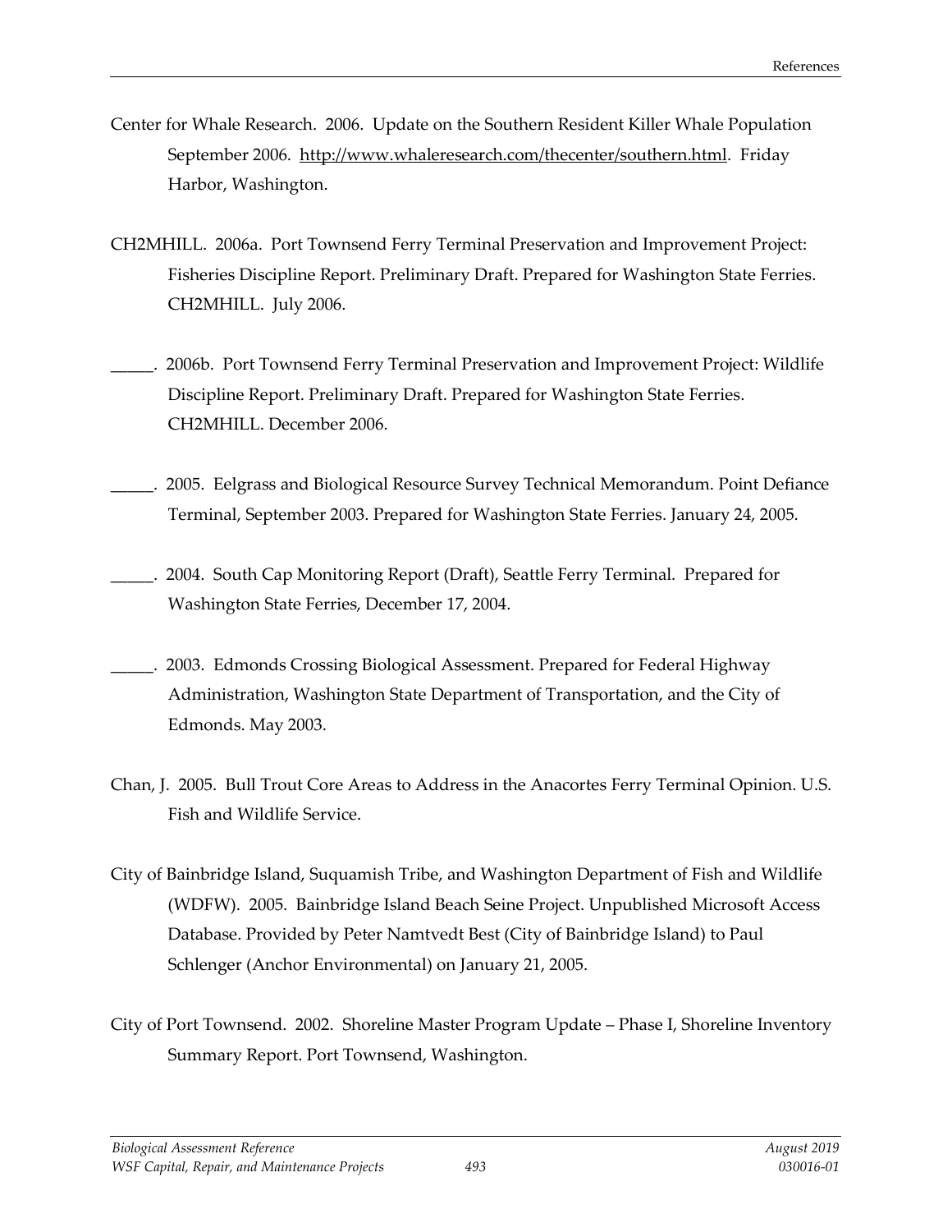Center for Whale Research. 2006. Update on the Southern Resident Killer Whale Population September 2006. http://www.whaleresearch.com/thecenter/southern.html. Friday Harbor, Washington.

CH2MHILL. 2006a. Port Townsend Ferry Terminal Preservation and Improvement Project: Fisheries Discipline Report. Preliminary Draft. Prepared for Washington State Ferries. CH2MHILL. July 2006.

_____. 2006b. Port Townsend Ferry Terminal Preservation and Improvement Project: Wildlife Discipline Report. Preliminary Draft. Prepared for Washington State Ferries. CH2MHILL. December 2006.

_____. 2005. Eelgrass and Biological Resource Survey Technical Memorandum. Point Defiance Terminal, September 2003. Prepared for Washington State Ferries. January 24, 2005.

_____. 2004. South Cap Monitoring Report (Draft), Seattle Ferry Terminal. Prepared for Washington State Ferries, December 17, 2004.

_____. 2003. Edmonds Crossing Biological Assessment. Prepared for Federal Highway Administration, Washington State Department of Transportation, and the City of Edmonds. May 2003.

Chan, J. 2005. Bull Trout Core Areas to Address in the Anacortes Ferry Terminal Opinion. U.S. Fish and Wildlife Service.

City of Bainbridge Island, Suquamish Tribe, and Washington Department of Fish and Wildlife (WDFW). 2005. Bainbridge Island Beach Seine Project. Unpublished Microsoft Access Database. Provided by Peter Namtvedt Best (City of Bainbridge Island) to Paul Schlenger (Anchor Environmental) on January 21, 2005.

City of Port Townsend. 2002. Shoreline Master Program Update – Phase I, Shoreline Inventory Summary Report. Port Townsend, Washington.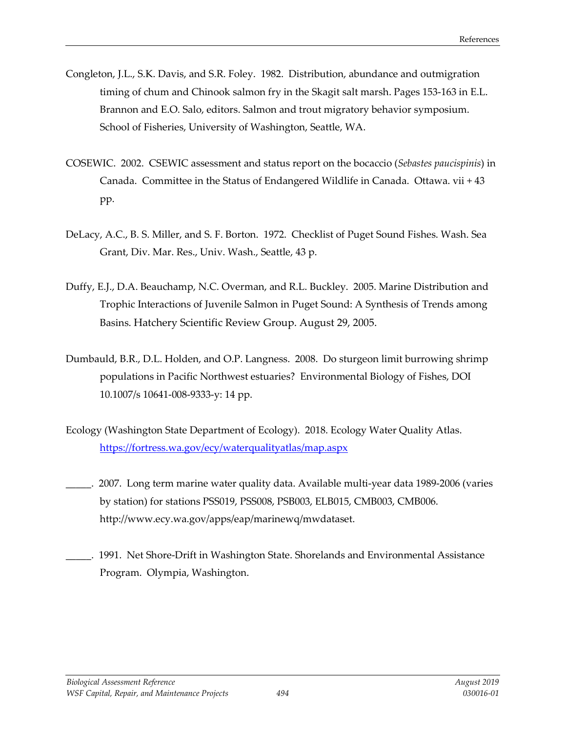Congleton, J.L., S.K. Davis, and S.R. Foley. 1982. Distribution, abundance and outmigration timing of chum and Chinook salmon fry in the Skagit salt marsh. Pages 153-163 in E.L. Brannon and E.O. Salo, editors. Salmon and trout migratory behavior symposium. School of Fisheries, University of Washington, Seattle, WA.

COSEWIC. 2002. CSEWIC assessment and status report on the bocaccio (*Sebastes paucispinis*) in Canada. Committee in the Status of Endangered Wildlife in Canada. Ottawa. vii + 43 pp.

DeLacy, A.C., B. S. Miller, and S. F. Borton. 1972. Checklist of Puget Sound Fishes. Wash. Sea Grant, Div. Mar. Res., Univ. Wash., Seattle, 43 p.

Duffy, E.J., D.A. Beauchamp, N.C. Overman, and R.L. Buckley. 2005. Marine Distribution and Trophic Interactions of Juvenile Salmon in Puget Sound: A Synthesis of Trends among Basins. Hatchery Scientific Review Group. August 29, 2005.

Dumbauld, B.R., D.L. Holden, and O.P. Langness. 2008. Do sturgeon limit burrowing shrimp populations in Pacific Northwest estuaries? Environmental Biology of Fishes, DOI 10.1007/s 10641-008-9333-y: 14 pp.

Ecology (Washington State Department of Ecology). 2018. Ecology Water Quality Atlas. [https://fortress.wa.gov/ecy/waterqualityatlas/map.aspx](https://fortress.wa.gov/ecy/waterqualityatlas/map.aspx)

_____. 2007. Long term marine water quality data. Available multi-year data 1989-2006 (varies by station) for stations PSS019, PSS008, PSB003, ELB015, CMB003, CMB006. http://www.ecy.wa.gov/apps/eap/marinewq/mwdataset.

_____. 1991. Net Shore-Drift in Washington State. Shorelands and Environmental Assistance Program. Olympia, Washington.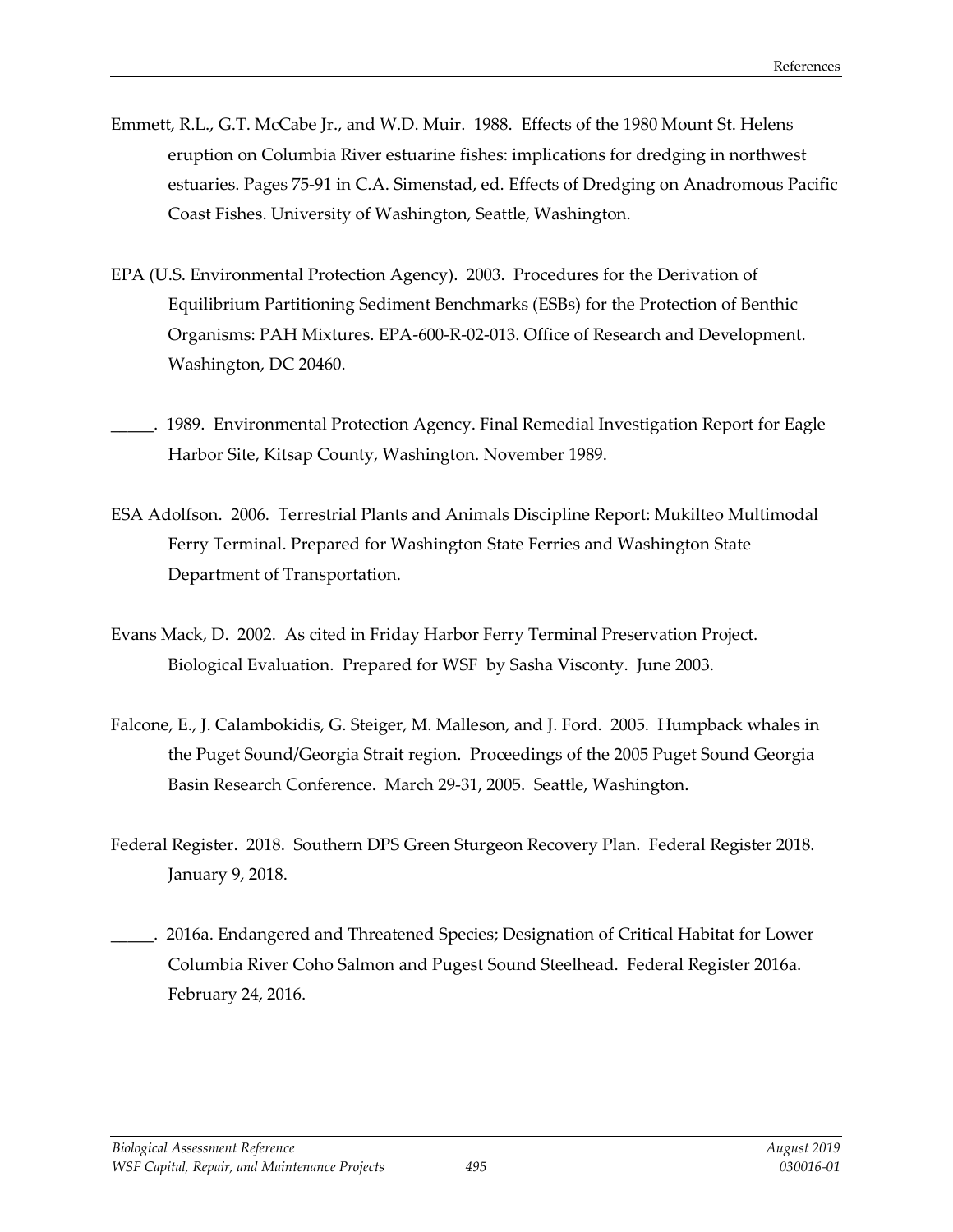Emmett, R.L., G.T. McCabe Jr., and W.D. Muir. 1988. Effects of the 1980 Mount St. Helens eruption on Columbia River estuarine fishes: implications for dredging in northwest estuaries. Pages 75-91 in C.A. Simenstad, ed. Effects of Dredging on Anadromous Pacific Coast Fishes. University of Washington, Seattle, Washington.

EPA (U.S. Environmental Protection Agency). 2003. Procedures for the Derivation of Equilibrium Partitioning Sediment Benchmarks (ESBs) for the Protection of Benthic Organisms: PAH Mixtures. EPA-600-R-02-013. Office of Research and Development. Washington, DC 20460.

_____. 1989. Environmental Protection Agency. Final Remedial Investigation Report for Eagle Harbor Site, Kitsap County, Washington. November 1989.

ESA Adolfson. 2006. Terrestrial Plants and Animals Discipline Report: Mukilteo Multimodal Ferry Terminal. Prepared for Washington State Ferries and Washington State Department of Transportation.

Evans Mack, D. 2002. As cited in Friday Harbor Ferry Terminal Preservation Project. Biological Evaluation. Prepared for WSF by Sasha Visconty. June 2003.

Falcone, E., J. Calambokidis, G. Steiger, M. Malleson, and J. Ford. 2005. Humpback whales in the Puget Sound/Georgia Strait region. Proceedings of the 2005 Puget Sound Georgia Basin Research Conference. March 29-31, 2005. Seattle, Washington.

Federal Register. 2018. Southern DPS Green Sturgeon Recovery Plan. Federal Register 2018. January 9, 2018.

_____. 2016a. Endangered and Threatened Species; Designation of Critical Habitat for Lower Columbia River Coho Salmon and Pugest Sound Steelhead. Federal Register 2016a. February 24, 2016.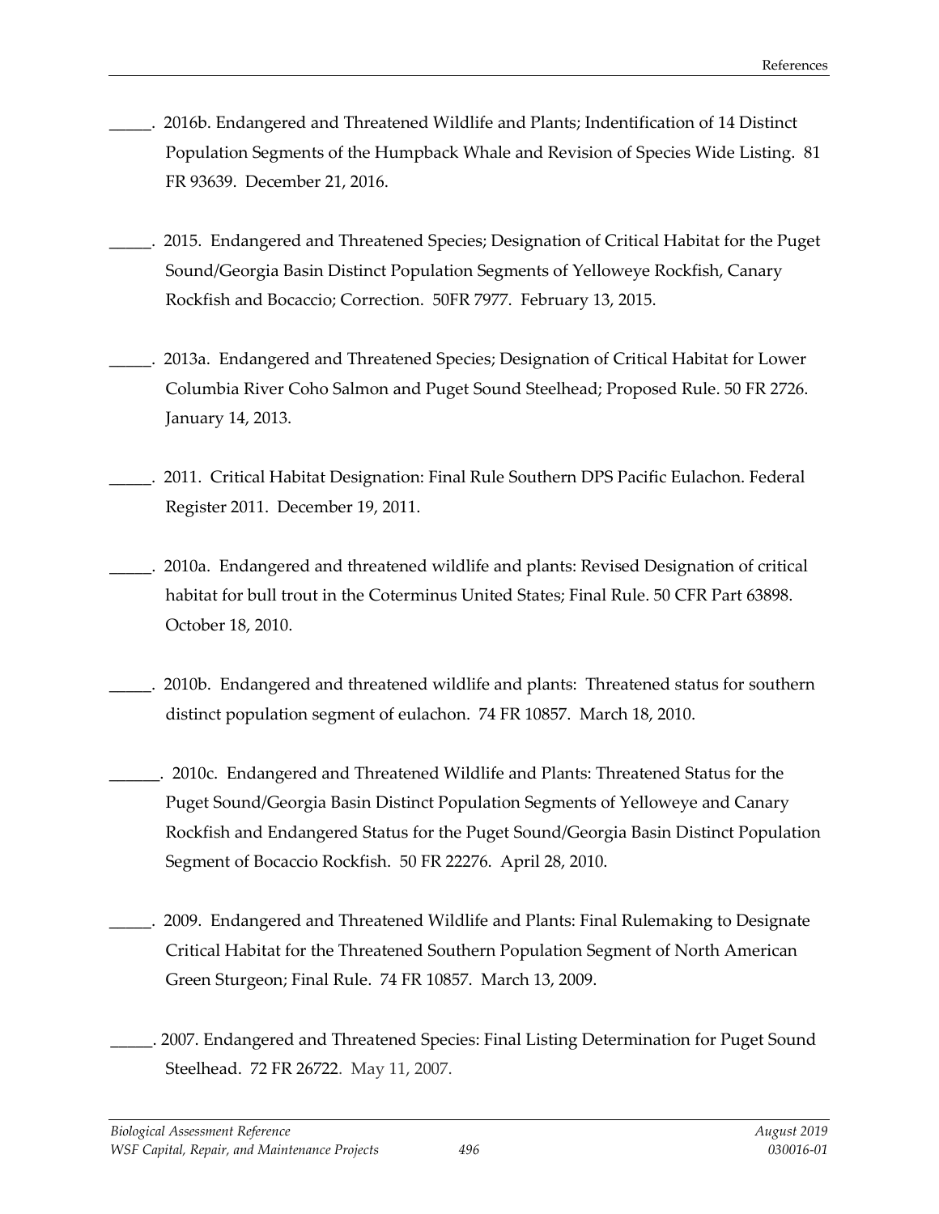_____. 2016b. Endangered and Threatened Wildlife and Plants; Indentification of 14 Distinct Population Segments of the Humpback Whale and Revision of Species Wide Listing. 81 FR 93639. December 21, 2016.

_____. 2015. Endangered and Threatened Species; Designation of Critical Habitat for the Puget Sound/Georgia Basin Distinct Population Segments of Yelloweye Rockfish, Canary Rockfish and Bocaccio; Correction. 50FR 7977. February 13, 2015.

_____. 2013a. Endangered and Threatened Species; Designation of Critical Habitat for Lower Columbia River Coho Salmon and Puget Sound Steelhead; Proposed Rule. 50 FR 2726. January 14, 2013.

_____. 2011. Critical Habitat Designation: Final Rule Southern DPS Pacific Eulachon. Federal Register 2011. December 19, 2011.

_____. 2010a. Endangered and threatened wildlife and plants: Revised Designation of critical habitat for bull trout in the Coterminus United States; Final Rule. 50 CFR Part 63898. October 18, 2010.

_____. 2010b. Endangered and threatened wildlife and plants: Threatened status for southern distinct population segment of eulachon. 74 FR 10857. March 18, 2010.

______. 2010c. Endangered and Threatened Wildlife and Plants: Threatened Status for the Puget Sound/Georgia Basin Distinct Population Segments of Yelloweye and Canary Rockfish and Endangered Status for the Puget Sound/Georgia Basin Distinct Population Segment of Bocaccio Rockfish. 50 FR 22276. April 28, 2010.

_____. 2009. Endangered and Threatened Wildlife and Plants: Final Rulemaking to Designate Critical Habitat for the Threatened Southern Population Segment of North American Green Sturgeon; Final Rule. 74 FR 10857. March 13, 2009.

_____. 2007. Endangered and Threatened Species: Final Listing Determination for Puget Sound Steelhead. 72 FR 26722. May 11, 2007.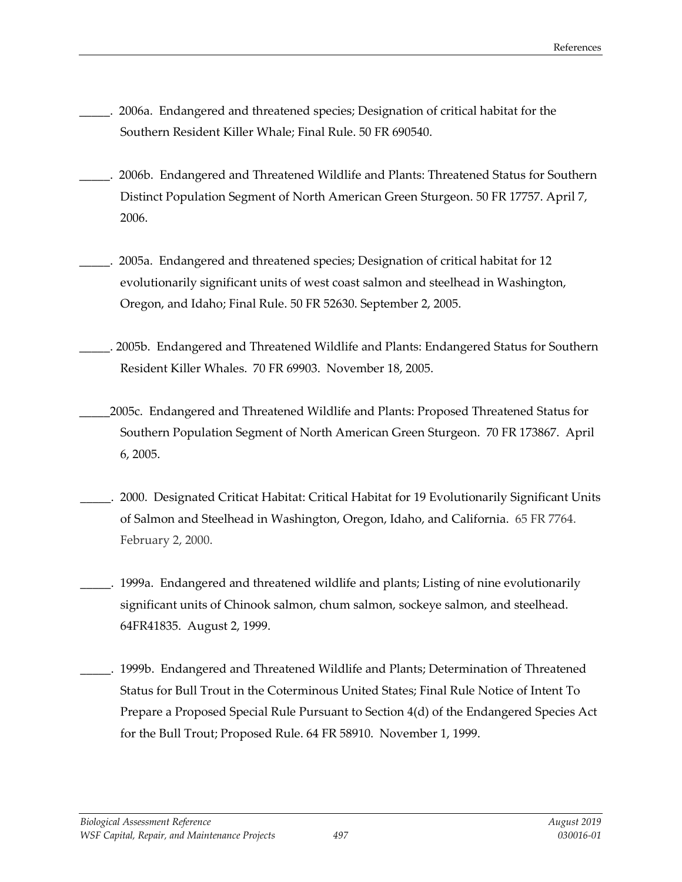_____. 2006a. Endangered and threatened species; Designation of critical habitat for the Southern Resident Killer Whale; Final Rule. 50 FR 690540.

_____. 2006b. Endangered and Threatened Wildlife and Plants: Threatened Status for Southern Distinct Population Segment of North American Green Sturgeon. 50 FR 17757. April 7, 2006.

_____. 2005a. Endangered and threatened species; Designation of critical habitat for 12 evolutionarily significant units of west coast salmon and steelhead in Washington, Oregon, and Idaho; Final Rule. 50 FR 52630. September 2, 2005.

_____. 2005b. Endangered and Threatened Wildlife and Plants: Endangered Status for Southern Resident Killer Whales. 70 FR 69903. November 18, 2005.

_____2005c. Endangered and Threatened Wildlife and Plants: Proposed Threatened Status for Southern Population Segment of North American Green Sturgeon. 70 FR 173867. April 6, 2005.

_____. 2000. Designated Criticat Habitat: Critical Habitat for 19 Evolutionarily Significant Units of Salmon and Steelhead in Washington, Oregon, Idaho, and California. 65 FR 7764. February 2, 2000.

_____. 1999a. Endangered and threatened wildlife and plants; Listing of nine evolutionarily significant units of Chinook salmon, chum salmon, sockeye salmon, and steelhead. 64FR41835. August 2, 1999.

_____. 1999b. Endangered and Threatened Wildlife and Plants; Determination of Threatened Status for Bull Trout in the Coterminous United States; Final Rule Notice of Intent To Prepare a Proposed Special Rule Pursuant to Section 4(d) of the Endangered Species Act for the Bull Trout; Proposed Rule. 64 FR 58910. November 1, 1999.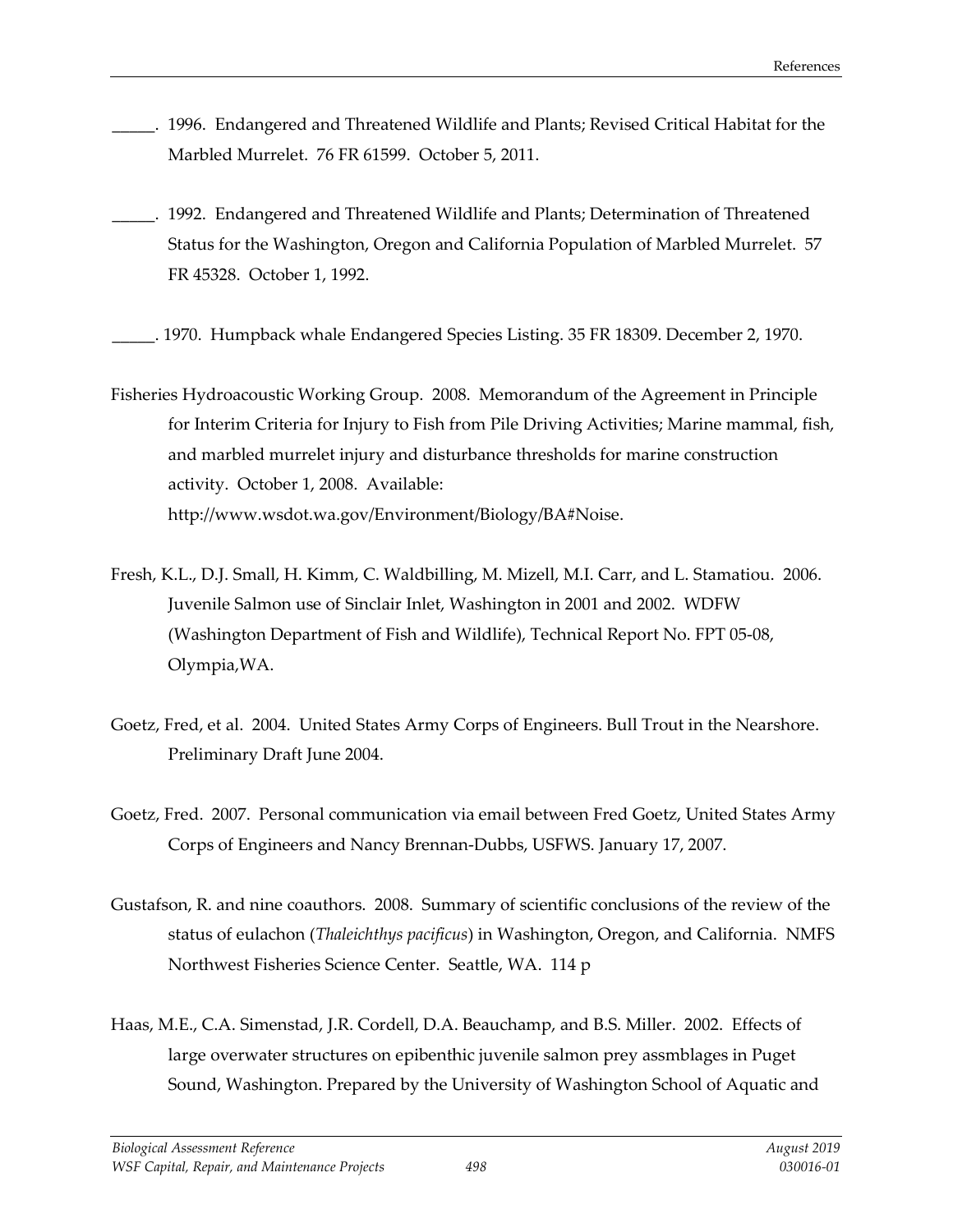_____. 1996. Endangered and Threatened Wildlife and Plants; Revised Critical Habitat for the Marbled Murrelet. 76 FR 61599. October 5, 2011.

_____. 1992. Endangered and Threatened Wildlife and Plants; Determination of Threatened Status for the Washington, Oregon and California Population of Marbled Murrelet. 57 FR 45328. October 1, 1992.

_____. 1970. Humpback whale Endangered Species Listing. 35 FR 18309. December 2, 1970.

Fisheries Hydroacoustic Working Group. 2008. Memorandum of the Agreement in Principle for Interim Criteria for Injury to Fish from Pile Driving Activities; Marine mammal, fish, and marbled murrelet injury and disturbance thresholds for marine construction activity. October 1, 2008. Available: http://www.wsdot.wa.gov/Environment/Biology/BA#Noise.

Fresh, K.L., D.J. Small, H. Kimm, C. Waldbilling, M. Mizell, M.I. Carr, and L. Stamatiou. 2006. Juvenile Salmon use of Sinclair Inlet, Washington in 2001 and 2002. WDFW (Washington Department of Fish and Wildlife), Technical Report No. FPT 05-08, Olympia,WA.

Goetz, Fred, et al. 2004. United States Army Corps of Engineers. Bull Trout in the Nearshore. Preliminary Draft June 2004.

Goetz, Fred. 2007. Personal communication via email between Fred Goetz, United States Army Corps of Engineers and Nancy Brennan-Dubbs, USFWS. January 17, 2007.

Gustafson, R. and nine coauthors. 2008. Summary of scientific conclusions of the review of the status of eulachon (*Thaleichthys pacificus*) in Washington, Oregon, and California. NMFS Northwest Fisheries Science Center. Seattle, WA. 114 p

Haas, M.E., C.A. Simenstad, J.R. Cordell, D.A. Beauchamp, and B.S. Miller. 2002. Effects of large overwater structures on epibenthic juvenile salmon prey assmblages in Puget Sound, Washington. Prepared by the University of Washington School of Aquatic and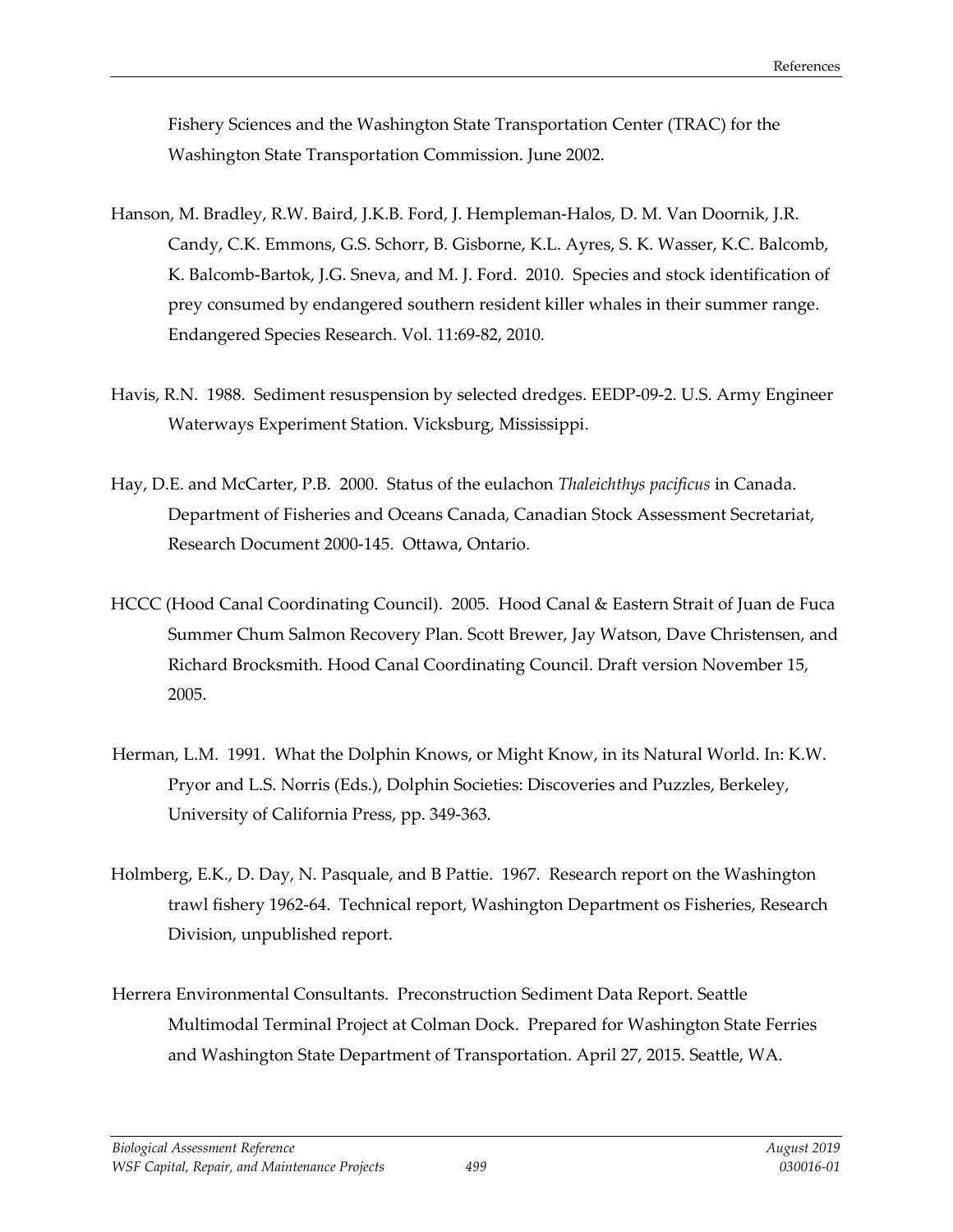Fishery Sciences and the Washington State Transportation Center (TRAC) for the Washington State Transportation Commission. June 2002.

Hanson, M. Bradley, R.W. Baird, J.K.B. Ford, J. Hempleman-Halos, D. M. Van Doornik, J.R. Candy, C.K. Emmons, G.S. Schorr, B. Gisborne, K.L. Ayres, S. K. Wasser, K.C. Balcomb, K. Balcomb-Bartok, J.G. Sneva, and M. J. Ford. 2010. Species and stock identification of prey consumed by endangered southern resident killer whales in their summer range. Endangered Species Research. Vol. 11:69-82, 2010.

Havis, R.N. 1988. Sediment resuspension by selected dredges. EEDP-09-2. U.S. Army Engineer Waterways Experiment Station. Vicksburg, Mississippi.

Hay, D.E. and McCarter, P.B. 2000. Status of the eulachon *Thaleichthys pacificus* in Canada. Department of Fisheries and Oceans Canada, Canadian Stock Assessment Secretariat, Research Document 2000-145. Ottawa, Ontario.

HCCC (Hood Canal Coordinating Council). 2005. Hood Canal & Eastern Strait of Juan de Fuca Summer Chum Salmon Recovery Plan. Scott Brewer, Jay Watson, Dave Christensen, and Richard Brocksmith. Hood Canal Coordinating Council. Draft version November 15, 2005.

Herman, L.M. 1991. What the Dolphin Knows, or Might Know, in its Natural World. In: K.W. Pryor and L.S. Norris (Eds.), Dolphin Societies: Discoveries and Puzzles, Berkeley, University of California Press, pp. 349-363.

Holmberg, E.K., D. Day, N. Pasquale, and B Pattie. 1967. Research report on the Washington trawl fishery 1962-64. Technical report, Washington Department os Fisheries, Research Division, unpublished report.

Herrera Environmental Consultants. Preconstruction Sediment Data Report. Seattle Multimodal Terminal Project at Colman Dock. Prepared for Washington State Ferries and Washington State Department of Transportation. April 27, 2015. Seattle, WA.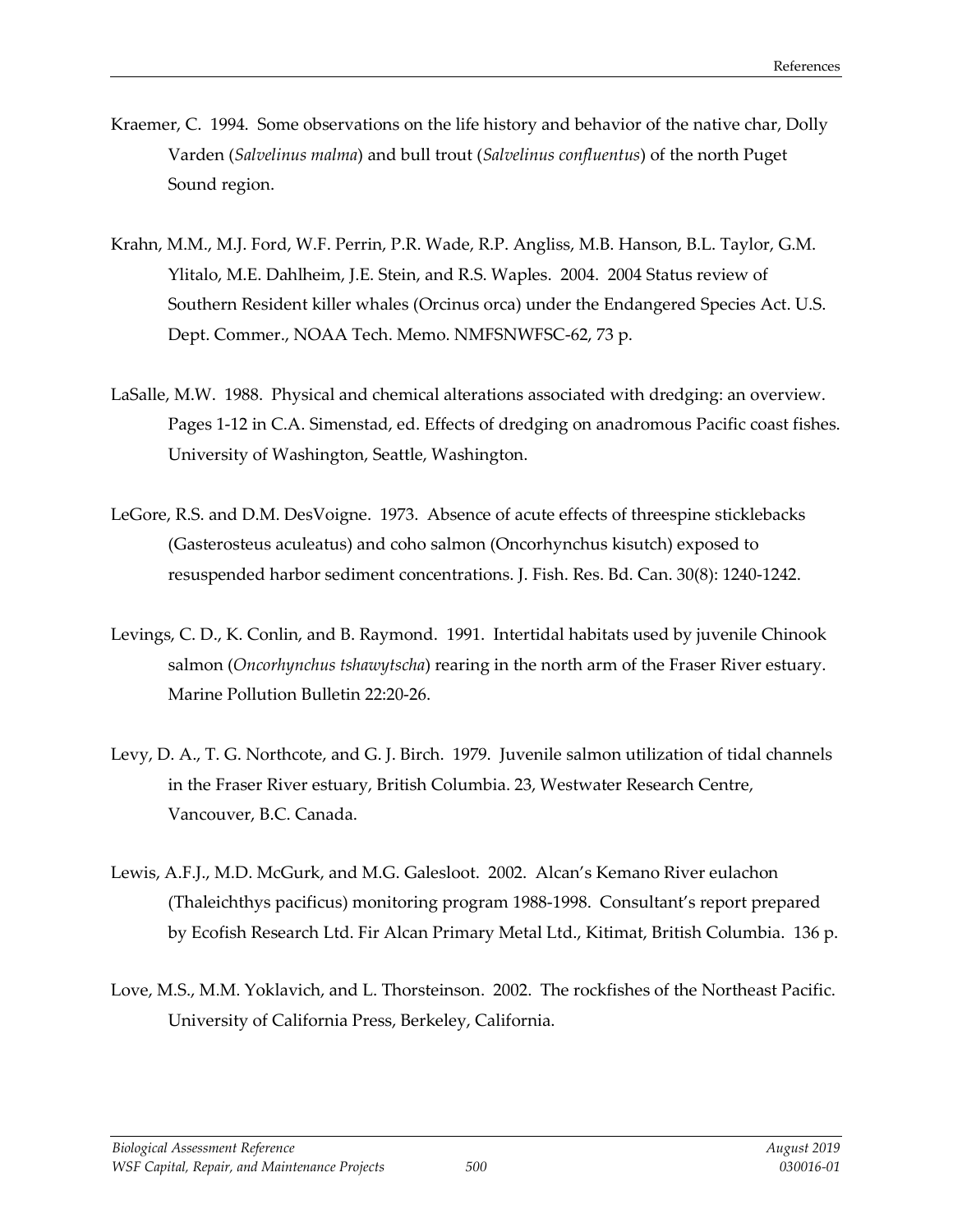Kraemer, C. 1994. Some observations on the life history and behavior of the native char, Dolly Varden (*Salvelinus malma*) and bull trout (*Salvelinus confluentus*) of the north Puget Sound region.

Krahn, M.M., M.J. Ford, W.F. Perrin, P.R. Wade, R.P. Angliss, M.B. Hanson, B.L. Taylor, G.M. Ylitalo, M.E. Dahlheim, J.E. Stein, and R.S. Waples. 2004. 2004 Status review of Southern Resident killer whales (Orcinus orca) under the Endangered Species Act. U.S. Dept. Commer., NOAA Tech. Memo. NMFSNWFSC-62, 73 p.

LaSalle, M.W. 1988. Physical and chemical alterations associated with dredging: an overview. Pages 1-12 in C.A. Simenstad, ed. Effects of dredging on anadromous Pacific coast fishes. University of Washington, Seattle, Washington.

LeGore, R.S. and D.M. DesVoigne. 1973. Absence of acute effects of threespine sticklebacks (Gasterosteus aculeatus) and coho salmon (Oncorhynchus kisutch) exposed to resuspended harbor sediment concentrations. J. Fish. Res. Bd. Can. 30(8): 1240-1242.

Levings, C. D., K. Conlin, and B. Raymond. 1991. Intertidal habitats used by juvenile Chinook salmon (*Oncorhynchus tshawytscha*) rearing in the north arm of the Fraser River estuary. Marine Pollution Bulletin 22:20-26.

Levy, D. A., T. G. Northcote, and G. J. Birch. 1979. Juvenile salmon utilization of tidal channels in the Fraser River estuary, British Columbia. 23, Westwater Research Centre, Vancouver, B.C. Canada.

Lewis, A.F.J., M.D. McGurk, and M.G. Galesloot. 2002. Alcan's Kemano River eulachon (Thaleichthys pacificus) monitoring program 1988-1998. Consultant's report prepared by Ecofish Research Ltd. Fir Alcan Primary Metal Ltd., Kitimat, British Columbia. 136 p.

Love, M.S., M.M. Yoklavich, and L. Thorsteinson. 2002. The rockfishes of the Northeast Pacific. University of California Press, Berkeley, California.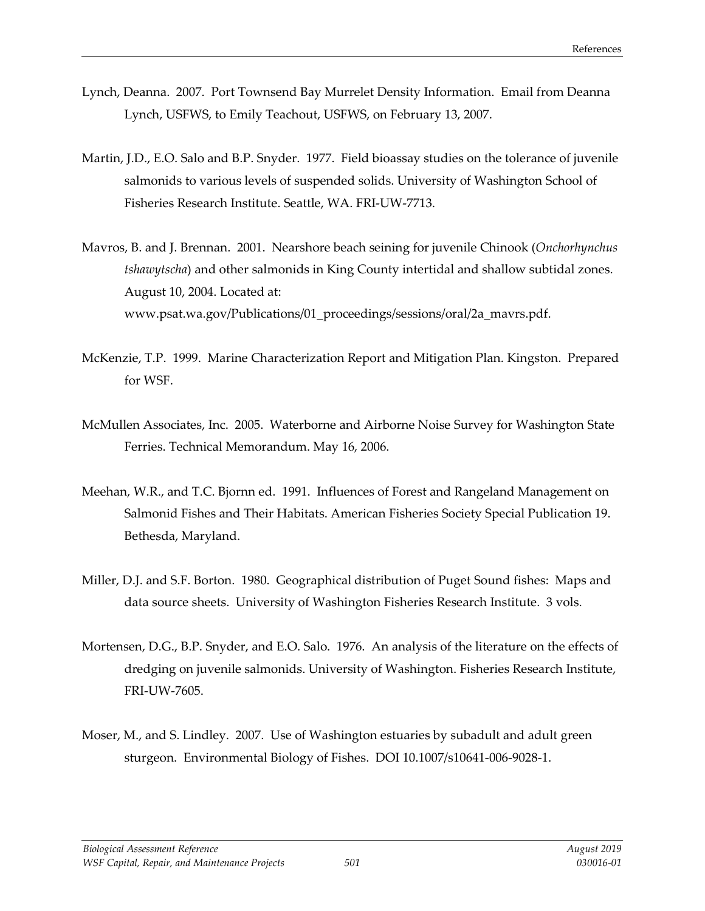Lynch, Deanna. 2007. Port Townsend Bay Murrelet Density Information. Email from Deanna Lynch, USFWS, to Emily Teachout, USFWS, on February 13, 2007.

Martin, J.D., E.O. Salo and B.P. Snyder. 1977. Field bioassay studies on the tolerance of juvenile salmonids to various levels of suspended solids. University of Washington School of Fisheries Research Institute. Seattle, WA. FRI-UW-7713.

Mavros, B. and J. Brennan. 2001. Nearshore beach seining for juvenile Chinook (*Onchorhynchus tshawytscha*) and other salmonids in King County intertidal and shallow subtidal zones. August 10, 2004. Located at: www.psat.wa.gov/Publications/01_proceedings/sessions/oral/2a_mavrs.pdf.

McKenzie, T.P. 1999. Marine Characterization Report and Mitigation Plan. Kingston. Prepared for WSF.

McMullen Associates, Inc. 2005. Waterborne and Airborne Noise Survey for Washington State Ferries. Technical Memorandum. May 16, 2006.

Meehan, W.R., and T.C. Bjornn ed. 1991. Influences of Forest and Rangeland Management on Salmonid Fishes and Their Habitats. American Fisheries Society Special Publication 19. Bethesda, Maryland.

Miller, D.J. and S.F. Borton. 1980. Geographical distribution of Puget Sound fishes: Maps and data source sheets. University of Washington Fisheries Research Institute. 3 vols.

Mortensen, D.G., B.P. Snyder, and E.O. Salo. 1976. An analysis of the literature on the effects of dredging on juvenile salmonids. University of Washington. Fisheries Research Institute, FRI-UW-7605.

Moser, M., and S. Lindley. 2007. Use of Washington estuaries by subadult and adult green sturgeon. Environmental Biology of Fishes. DOI 10.1007/s10641-006-9028-1.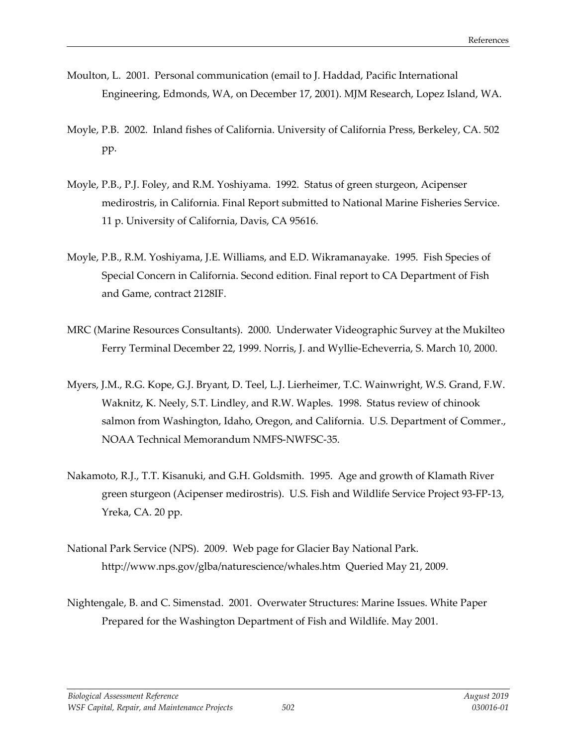Moulton, L. 2001. Personal communication (email to J. Haddad, Pacific International Engineering, Edmonds, WA, on December 17, 2001). MJM Research, Lopez Island, WA.

Moyle, P.B. 2002. Inland fishes of California. University of California Press, Berkeley, CA. 502 pp.

Moyle, P.B., P.J. Foley, and R.M. Yoshiyama. 1992. Status of green sturgeon, Acipenser medirostris, in California. Final Report submitted to National Marine Fisheries Service. 11 p. University of California, Davis, CA 95616.

Moyle, P.B., R.M. Yoshiyama, J.E. Williams, and E.D. Wikramanayake. 1995. Fish Species of Special Concern in California. Second edition. Final report to CA Department of Fish and Game, contract 2128IF.

MRC (Marine Resources Consultants). 2000. Underwater Videographic Survey at the Mukilteo Ferry Terminal December 22, 1999. Norris, J. and Wyllie-Echeverria, S. March 10, 2000.

Myers, J.M., R.G. Kope, G.J. Bryant, D. Teel, L.J. Lierheimer, T.C. Wainwright, W.S. Grand, F.W. Waknitz, K. Neely, S.T. Lindley, and R.W. Waples. 1998. Status review of chinook salmon from Washington, Idaho, Oregon, and California. U.S. Department of Commer., NOAA Technical Memorandum NMFS-NWFSC-35.

Nakamoto, R.J., T.T. Kisanuki, and G.H. Goldsmith. 1995. Age and growth of Klamath River green sturgeon (Acipenser medirostris). U.S. Fish and Wildlife Service Project 93-FP-13, Yreka, CA. 20 pp.

National Park Service (NPS). 2009. Web page for Glacier Bay National Park. http://www.nps.gov/glba/naturescience/whales.htm Queried May 21, 2009.

Nightengale, B. and C. Simenstad. 2001. Overwater Structures: Marine Issues. White Paper Prepared for the Washington Department of Fish and Wildlife. May 2001.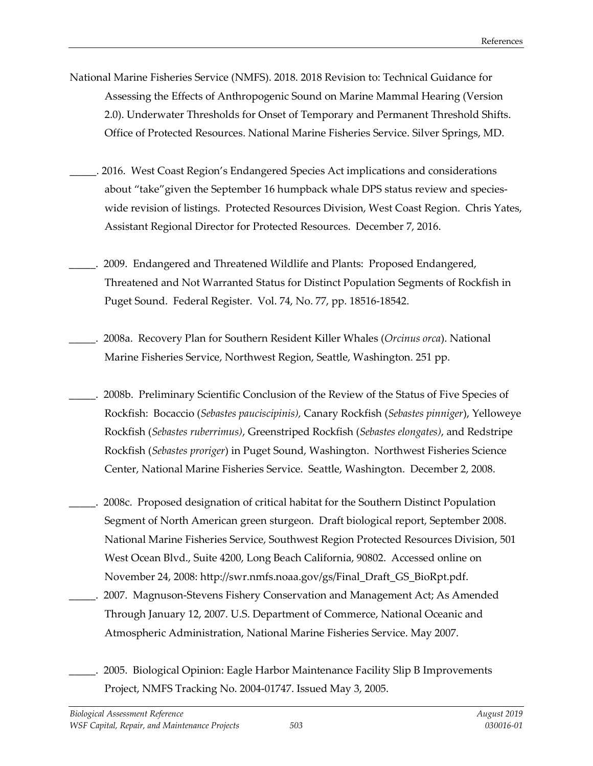National Marine Fisheries Service (NMFS). 2018. 2018 Revision to: Technical Guidance for Assessing the Effects of Anthropogenic Sound on Marine Mammal Hearing (Version 2.0). Underwater Thresholds for Onset of Temporary and Permanent Threshold Shifts. Office of Protected Resources. National Marine Fisheries Service. Silver Springs, MD.

_____. 2016. West Coast Region's Endangered Species Act implications and considerations about "take"given the September 16 humpback whale DPS status review and species-wide revision of listings. Protected Resources Division, West Coast Region. Chris Yates, Assistant Regional Director for Protected Resources. December 7, 2016.

_____. 2009. Endangered and Threatened Wildlife and Plants: Proposed Endangered, Threatened and Not Warranted Status for Distinct Population Segments of Rockfish in Puget Sound. Federal Register. Vol. 74, No. 77, pp. 18516-18542.

_____. 2008a. Recovery Plan for Southern Resident Killer Whales (*Orcinus orca*). National Marine Fisheries Service, Northwest Region, Seattle, Washington. 251 pp.

_____. 2008b. Preliminary Scientific Conclusion of the Review of the Status of Five Species of Rockfish: Bocaccio (*Sebastes paucicipinis),* Canary Rockfish (*Sebastes pinniger*), Yelloweye Rockfish (*Sebastes ruberrimus)*, Greenstriped Rockfish (*Sebastes elongates)*, and Redstripe Rockfish (*Sebastes proriger*) in Puget Sound, Washington. Northwest Fisheries Science Center, National Marine Fisheries Service. Seattle, Washington. December 2, 2008.

_____. 2008c. Proposed designation of critical habitat for the Southern Distinct Population Segment of North American green sturgeon. Draft biological report, September 2008. National Marine Fisheries Service, Southwest Region Protected Resources Division, 501 West Ocean Blvd., Suite 4200, Long Beach California, 90802. Accessed online on November 24, 2008: http://swr.nmfs.noaa.gov/gs/Final_Draft_GS_BioRpt.pdf.

_____. 2007. Magnuson-Stevens Fishery Conservation and Management Act; As Amended Through January 12, 2007. U.S. Department of Commerce, National Oceanic and Atmospheric Administration, National Marine Fisheries Service. May 2007.

_____. 2005. Biological Opinion: Eagle Harbor Maintenance Facility Slip B Improvements Project, NMFS Tracking No. 2004-01747. Issued May 3, 2005.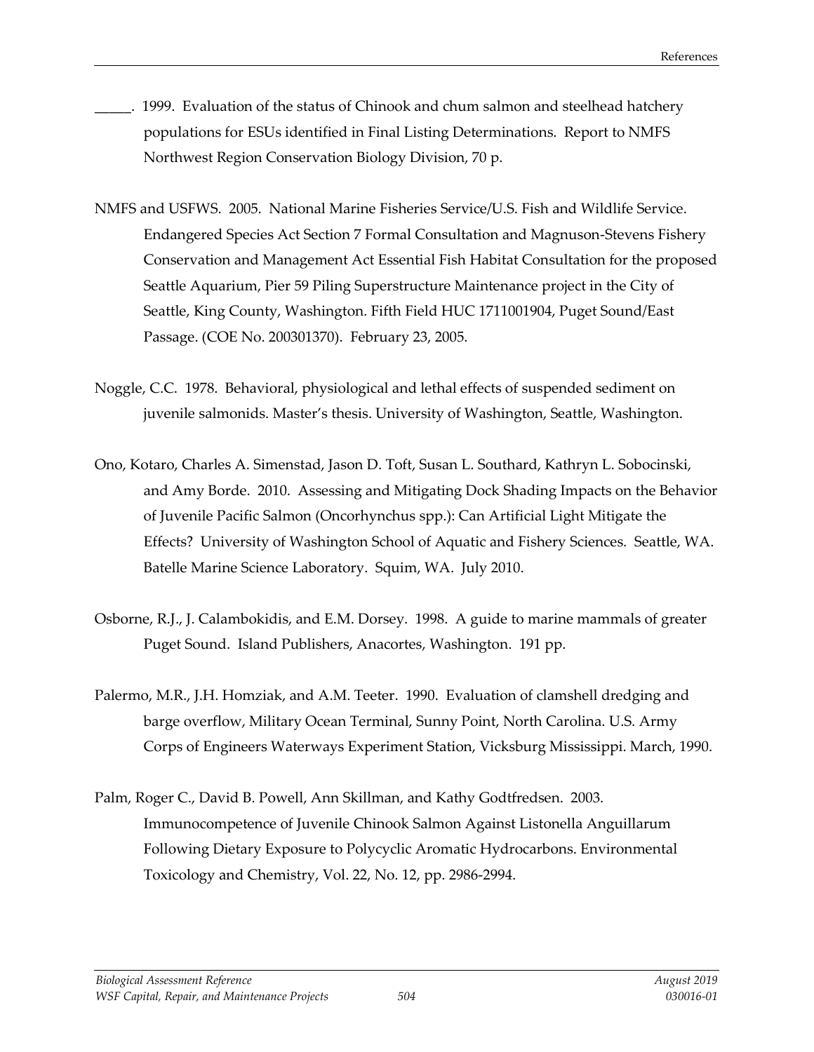_____. 1999. Evaluation of the status of Chinook and chum salmon and steelhead hatchery populations for ESUs identified in Final Listing Determinations. Report to NMFS Northwest Region Conservation Biology Division, 70 p.

NMFS and USFWS. 2005. National Marine Fisheries Service/U.S. Fish and Wildlife Service. Endangered Species Act Section 7 Formal Consultation and Magnuson-Stevens Fishery Conservation and Management Act Essential Fish Habitat Consultation for the proposed Seattle Aquarium, Pier 59 Piling Superstructure Maintenance project in the City of Seattle, King County, Washington. Fifth Field HUC 1711001904, Puget Sound/East Passage. (COE No. 200301370). February 23, 2005.

Noggle, C.C. 1978. Behavioral, physiological and lethal effects of suspended sediment on juvenile salmonids. Master's thesis. University of Washington, Seattle, Washington.

Ono, Kotaro, Charles A. Simenstad, Jason D. Toft, Susan L. Southard, Kathryn L. Sobocinski, and Amy Borde. 2010. Assessing and Mitigating Dock Shading Impacts on the Behavior of Juvenile Pacific Salmon (Oncorhynchus spp.): Can Artificial Light Mitigate the Effects? University of Washington School of Aquatic and Fishery Sciences. Seattle, WA. Batelle Marine Science Laboratory. Squim, WA. July 2010.

Osborne, R.J., J. Calambokidis, and E.M. Dorsey. 1998. A guide to marine mammals of greater Puget Sound. Island Publishers, Anacortes, Washington. 191 pp.

Palermo, M.R., J.H. Homziak, and A.M. Teeter. 1990. Evaluation of clamshell dredging and barge overflow, Military Ocean Terminal, Sunny Point, North Carolina. U.S. Army Corps of Engineers Waterways Experiment Station, Vicksburg Mississippi. March, 1990.

Palm, Roger C., David B. Powell, Ann Skillman, and Kathy Godtfredsen. 2003. Immunocompetence of Juvenile Chinook Salmon Against Listonella Anguillarum Following Dietary Exposure to Polycyclic Aromatic Hydrocarbons. Environmental Toxicology and Chemistry, Vol. 22, No. 12, pp. 2986-2994.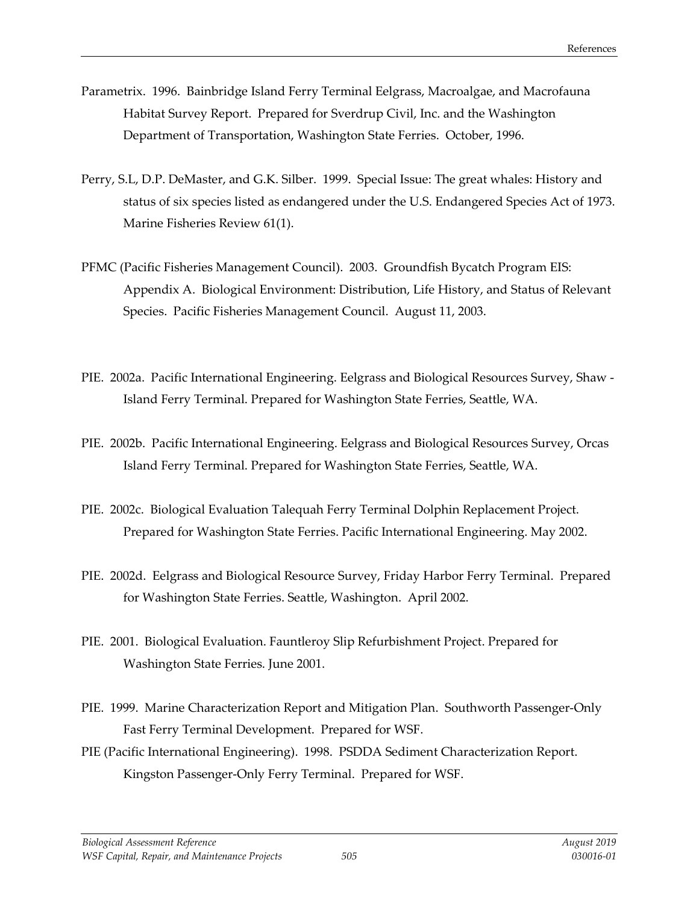Parametrix. 1996. Bainbridge Island Ferry Terminal Eelgrass, Macroalgae, and Macrofauna Habitat Survey Report. Prepared for Sverdrup Civil, Inc. and the Washington Department of Transportation, Washington State Ferries. October, 1996.

Perry, S.L, D.P. DeMaster, and G.K. Silber. 1999. Special Issue: The great whales: History and status of six species listed as endangered under the U.S. Endangered Species Act of 1973. Marine Fisheries Review 61(1).

PFMC (Pacific Fisheries Management Council). 2003. Groundfish Bycatch Program EIS: Appendix A. Biological Environment: Distribution, Life History, and Status of Relevant Species. Pacific Fisheries Management Council. August 11, 2003.

PIE. 2002a. Pacific International Engineering. Eelgrass and Biological Resources Survey, Shaw - Island Ferry Terminal. Prepared for Washington State Ferries, Seattle, WA.

PIE. 2002b. Pacific International Engineering. Eelgrass and Biological Resources Survey, Orcas Island Ferry Terminal. Prepared for Washington State Ferries, Seattle, WA.

PIE. 2002c. Biological Evaluation Talequah Ferry Terminal Dolphin Replacement Project. Prepared for Washington State Ferries. Pacific International Engineering. May 2002.

PIE. 2002d. Eelgrass and Biological Resource Survey, Friday Harbor Ferry Terminal. Prepared for Washington State Ferries. Seattle, Washington. April 2002.

PIE. 2001. Biological Evaluation. Fauntleroy Slip Refurbishment Project. Prepared for Washington State Ferries. June 2001.

PIE. 1999. Marine Characterization Report and Mitigation Plan. Southworth Passenger-Only Fast Ferry Terminal Development. Prepared for WSF.

PIE (Pacific International Engineering). 1998. PSDDA Sediment Characterization Report. Kingston Passenger-Only Ferry Terminal. Prepared for WSF.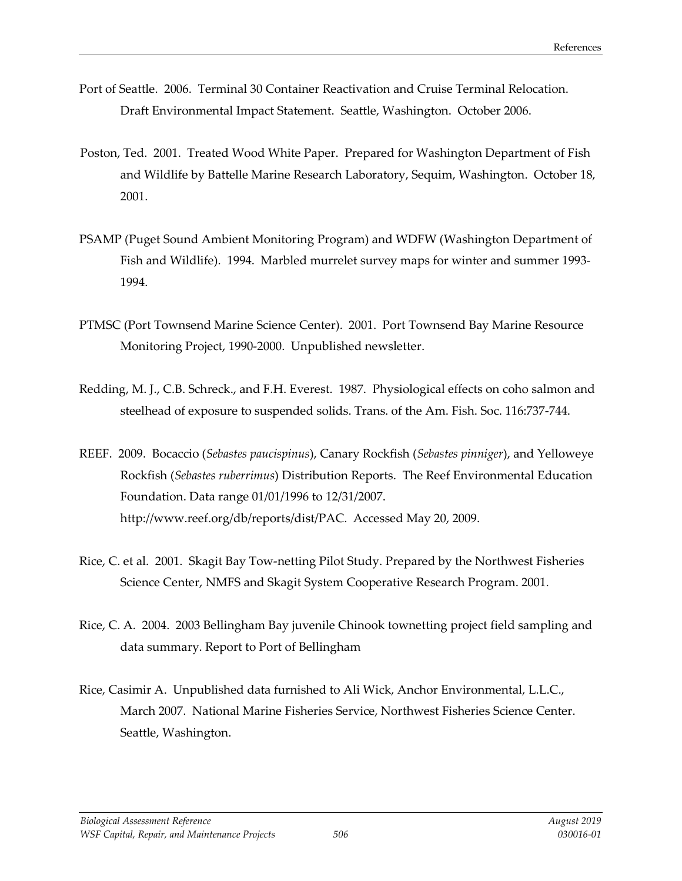Port of Seattle. 2006. Terminal 30 Container Reactivation and Cruise Terminal Relocation. Draft Environmental Impact Statement. Seattle, Washington. October 2006.

Poston, Ted. 2001. Treated Wood White Paper. Prepared for Washington Department of Fish and Wildlife by Battelle Marine Research Laboratory, Sequim, Washington. October 18, 2001.

PSAMP (Puget Sound Ambient Monitoring Program) and WDFW (Washington Department of Fish and Wildlife). 1994. Marbled murrelet survey maps for winter and summer 1993-1994.

PTMSC (Port Townsend Marine Science Center). 2001. Port Townsend Bay Marine Resource Monitoring Project, 1990-2000. Unpublished newsletter.

Redding, M. J., C.B. Schreck., and F.H. Everest. 1987. Physiological effects on coho salmon and steelhead of exposure to suspended solids. Trans. of the Am. Fish. Soc. 116:737-744.

REEF. 2009. Bocaccio (*Sebastes paucispinus*), Canary Rockfish (*Sebastes pinniger*), and Yelloweye Rockfish (*Sebastes ruberrimus*) Distribution Reports. The Reef Environmental Education Foundation. Data range 01/01/1996 to 12/31/2007. http://www.reef.org/db/reports/dist/PAC. Accessed May 20, 2009.

Rice, C. et al. 2001. Skagit Bay Tow-netting Pilot Study. Prepared by the Northwest Fisheries Science Center, NMFS and Skagit System Cooperative Research Program. 2001.

Rice, C. A. 2004. 2003 Bellingham Bay juvenile Chinook townetting project field sampling and data summary. Report to Port of Bellingham

Rice, Casimir A. Unpublished data furnished to Ali Wick, Anchor Environmental, L.L.C., March 2007. National Marine Fisheries Service, Northwest Fisheries Science Center. Seattle, Washington.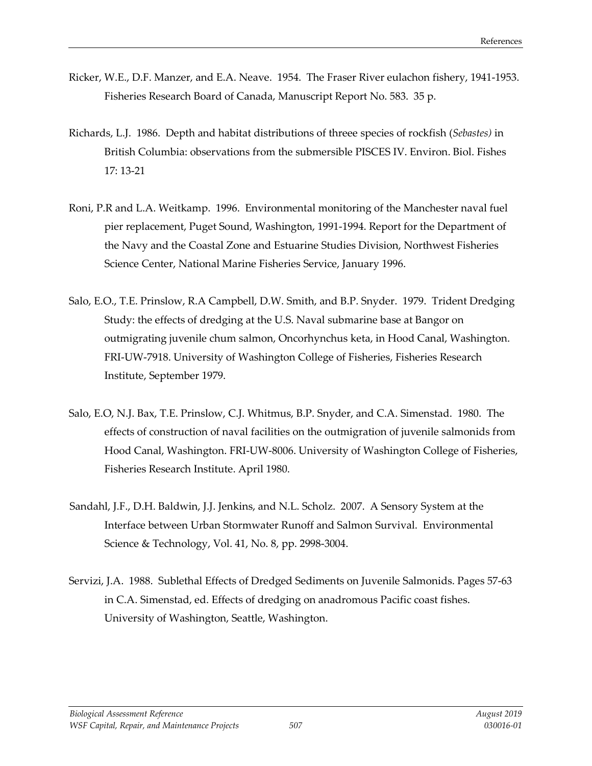Ricker, W.E., D.F. Manzer, and E.A. Neave. 1954. The Fraser River eulachon fishery, 1941-1953. Fisheries Research Board of Canada, Manuscript Report No. 583. 35 p.

Richards, L.J. 1986. Depth and habitat distributions of threee species of rockfish (*Sebastes)* in British Columbia: observations from the submersible PISCES IV. Environ. Biol. Fishes 17: 13-21

Roni, P.R and L.A. Weitkamp. 1996. Environmental monitoring of the Manchester naval fuel pier replacement, Puget Sound, Washington, 1991-1994. Report for the Department of the Navy and the Coastal Zone and Estuarine Studies Division, Northwest Fisheries Science Center, National Marine Fisheries Service, January 1996.

Salo, E.O., T.E. Prinslow, R.A Campbell, D.W. Smith, and B.P. Snyder. 1979. Trident Dredging Study: the effects of dredging at the U.S. Naval submarine base at Bangor on outmigrating juvenile chum salmon, Oncorhynchus keta, in Hood Canal, Washington. FRI-UW-7918. University of Washington College of Fisheries, Fisheries Research Institute, September 1979.

Salo, E.O, N.J. Bax, T.E. Prinslow, C.J. Whitmus, B.P. Snyder, and C.A. Simenstad. 1980. The effects of construction of naval facilities on the outmigration of juvenile salmonids from Hood Canal, Washington. FRI-UW-8006. University of Washington College of Fisheries, Fisheries Research Institute. April 1980.

Sandahl, J.F., D.H. Baldwin, J.J. Jenkins, and N.L. Scholz. 2007. A Sensory System at the Interface between Urban Stormwater Runoff and Salmon Survival. Environmental Science & Technology, Vol. 41, No. 8, pp. 2998-3004.

Servizi, J.A. 1988. Sublethal Effects of Dredged Sediments on Juvenile Salmonids. Pages 57-63 in C.A. Simenstad, ed. Effects of dredging on anadromous Pacific coast fishes. University of Washington, Seattle, Washington.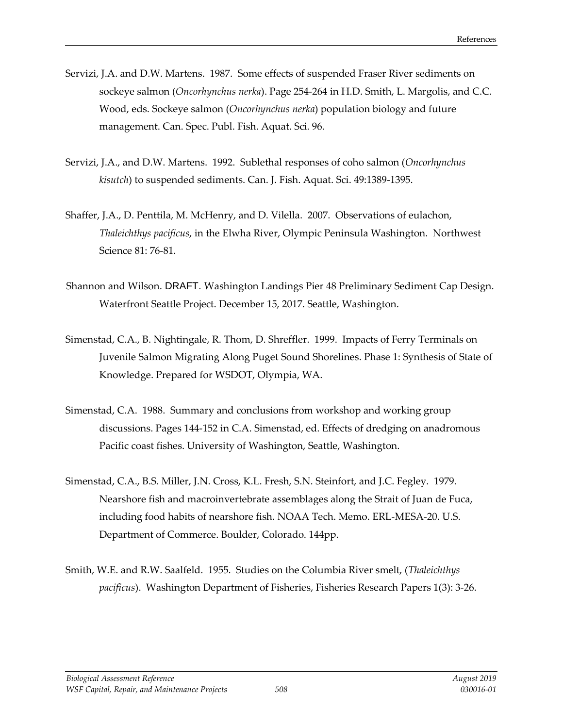Servizi, J.A. and D.W. Martens. 1987. Some effects of suspended Fraser River sediments on sockeye salmon (*Oncorhynchus nerka*). Page 254-264 in H.D. Smith, L. Margolis, and C.C. Wood, eds. Sockeye salmon (*Oncorhynchus nerka*) population biology and future management. Can. Spec. Publ. Fish. Aquat. Sci. 96.

Servizi, J.A., and D.W. Martens. 1992. Sublethal responses of coho salmon (*Oncorhynchus kisutch*) to suspended sediments. Can. J. Fish. Aquat. Sci. 49:1389-1395.

Shaffer, J.A., D. Penttila, M. McHenry, and D. Vilella. 2007. Observations of eulachon, *Thaleichthys pacificus*, in the Elwha River, Olympic Peninsula Washington. Northwest Science 81: 76-81.

Shannon and Wilson. DRAFT. Washington Landings Pier 48 Preliminary Sediment Cap Design. Waterfront Seattle Project. December 15, 2017. Seattle, Washington.

Simenstad, C.A., B. Nightingale, R. Thom, D. Shreffler. 1999. Impacts of Ferry Terminals on Juvenile Salmon Migrating Along Puget Sound Shorelines. Phase 1: Synthesis of State of Knowledge. Prepared for WSDOT, Olympia, WA.

Simenstad, C.A. 1988. Summary and conclusions from workshop and working group discussions. Pages 144-152 in C.A. Simenstad, ed. Effects of dredging on anadromous Pacific coast fishes. University of Washington, Seattle, Washington.

Simenstad, C.A., B.S. Miller, J.N. Cross, K.L. Fresh, S.N. Steinfort, and J.C. Fegley. 1979. Nearshore fish and macroinvertebrate assemblages along the Strait of Juan de Fuca, including food habits of nearshore fish. NOAA Tech. Memo. ERL-MESA-20. U.S. Department of Commerce. Boulder, Colorado. 144pp.

Smith, W.E. and R.W. Saalfeld. 1955. Studies on the Columbia River smelt, (*Thaleichthys pacificus*). Washington Department of Fisheries, Fisheries Research Papers 1(3): 3-26.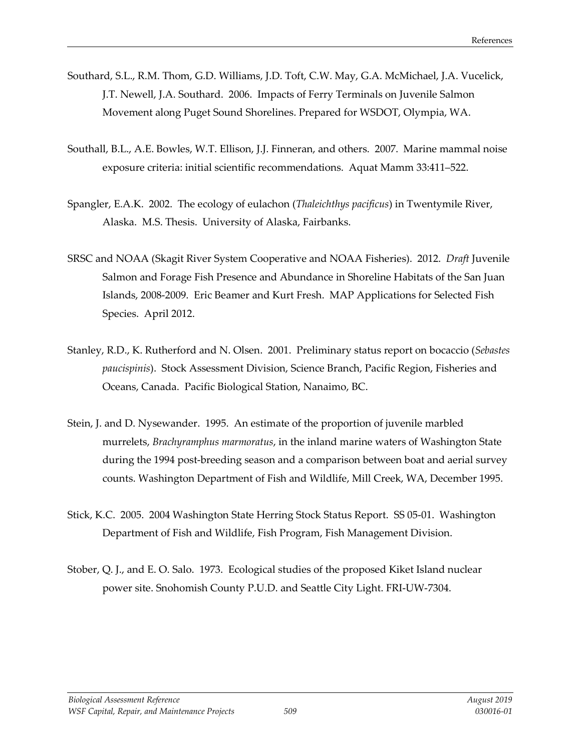Southard, S.L., R.M. Thom, G.D. Williams, J.D. Toft, C.W. May, G.A. McMichael, J.A. Vucelick, J.T. Newell, J.A. Southard. 2006. Impacts of Ferry Terminals on Juvenile Salmon Movement along Puget Sound Shorelines. Prepared for WSDOT, Olympia, WA.

Southall, B.L., A.E. Bowles, W.T. Ellison, J.J. Finneran, and others. 2007. Marine mammal noise exposure criteria: initial scientific recommendations. Aquat Mamm 33:411–522.

Spangler, E.A.K. 2002. The ecology of eulachon (*Thaleichthys pacificus*) in Twentymile River, Alaska. M.S. Thesis. University of Alaska, Fairbanks.

SRSC and NOAA (Skagit River System Cooperative and NOAA Fisheries). 2012. *Draft* Juvenile Salmon and Forage Fish Presence and Abundance in Shoreline Habitats of the San Juan Islands, 2008-2009. Eric Beamer and Kurt Fresh. MAP Applications for Selected Fish Species. April 2012.

Stanley, R.D., K. Rutherford and N. Olsen. 2001. Preliminary status report on bocaccio (*Sebastes paucispinis*). Stock Assessment Division, Science Branch, Pacific Region, Fisheries and Oceans, Canada. Pacific Biological Station, Nanaimo, BC.

Stein, J. and D. Nysewander. 1995. An estimate of the proportion of juvenile marbled murrelets, *Brachyramphus marmoratus*, in the inland marine waters of Washington State during the 1994 post-breeding season and a comparison between boat and aerial survey counts. Washington Department of Fish and Wildlife, Mill Creek, WA, December 1995.

Stick, K.C. 2005. 2004 Washington State Herring Stock Status Report. SS 05-01. Washington Department of Fish and Wildlife, Fish Program, Fish Management Division.

Stober, Q. J., and E. O. Salo. 1973. Ecological studies of the proposed Kiket Island nuclear power site. Snohomish County P.U.D. and Seattle City Light. FRI-UW-7304.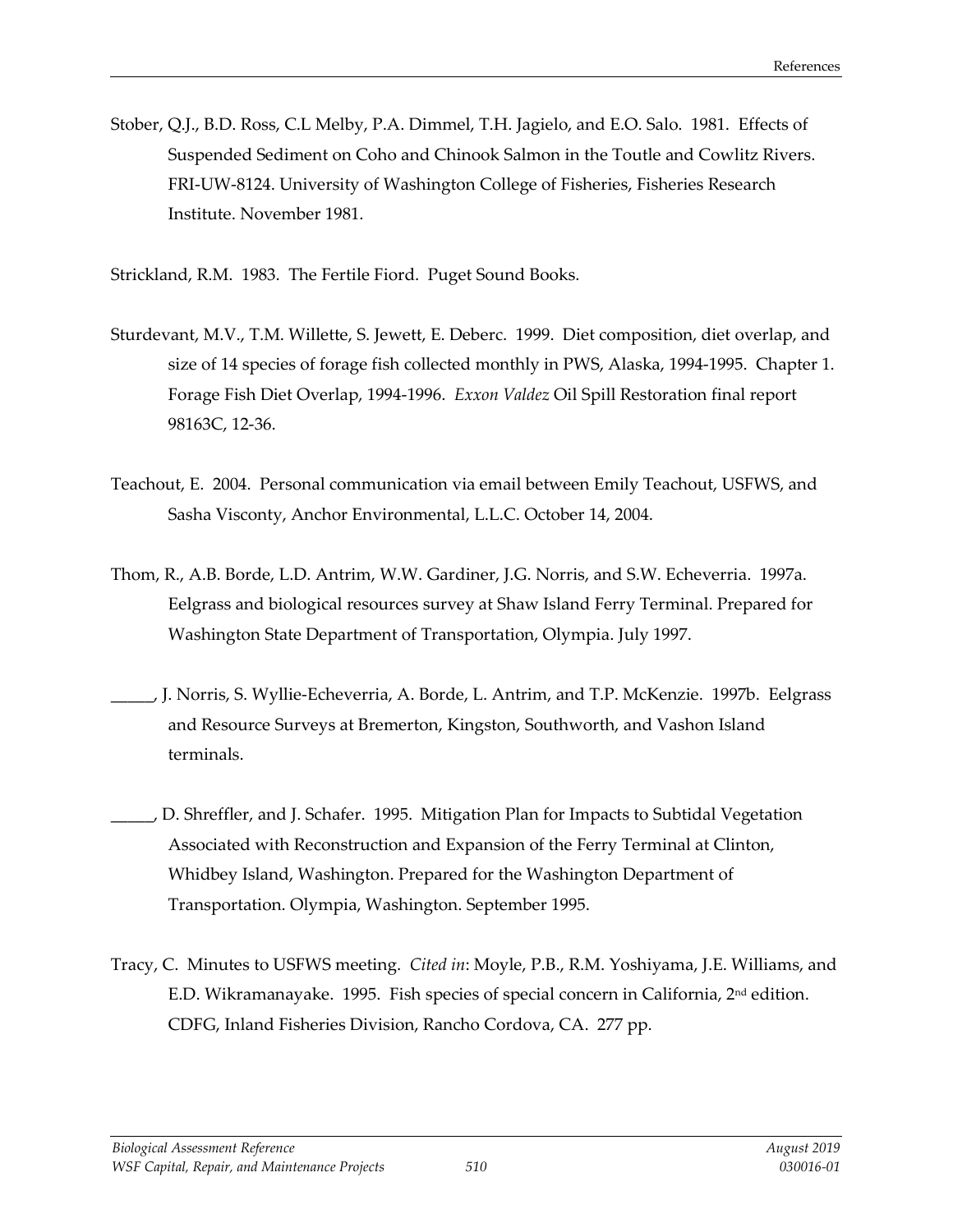Stober, Q.J., B.D. Ross, C.L Melby, P.A. Dimmel, T.H. Jagielo, and E.O. Salo. 1981. Effects of Suspended Sediment on Coho and Chinook Salmon in the Toutle and Cowlitz Rivers. FRI-UW-8124. University of Washington College of Fisheries, Fisheries Research Institute. November 1981.

Strickland, R.M. 1983. The Fertile Fiord. Puget Sound Books.

Sturdevant, M.V., T.M. Willette, S. Jewett, E. Deberc. 1999. Diet composition, diet overlap, and size of 14 species of forage fish collected monthly in PWS, Alaska, 1994-1995. Chapter 1. Forage Fish Diet Overlap, 1994-1996. *Exxon Valdez* Oil Spill Restoration final report 98163C, 12-36.

Teachout, E. 2004. Personal communication via email between Emily Teachout, USFWS, and Sasha Visconty, Anchor Environmental, L.L.C. October 14, 2004.

Thom, R., A.B. Borde, L.D. Antrim, W.W. Gardiner, J.G. Norris, and S.W. Echeverria. 1997a. Eelgrass and biological resources survey at Shaw Island Ferry Terminal. Prepared for Washington State Department of Transportation, Olympia. July 1997.

_____, J. Norris, S. Wyllie-Echeverria, A. Borde, L. Antrim, and T.P. McKenzie. 1997b. Eelgrass and Resource Surveys at Bremerton, Kingston, Southworth, and Vashon Island terminals.

_____, D. Shreffler, and J. Schafer. 1995. Mitigation Plan for Impacts to Subtidal Vegetation Associated with Reconstruction and Expansion of the Ferry Terminal at Clinton, Whidbey Island, Washington. Prepared for the Washington Department of Transportation. Olympia, Washington. September 1995.

Tracy, C. Minutes to USFWS meeting. *Cited in*: Moyle, P.B., R.M. Yoshiyama, J.E. Williams, and E.D. Wikramanayake. 1995. Fish species of special concern in California, 2nd edition. CDFG, Inland Fisheries Division, Rancho Cordova, CA. 277 pp.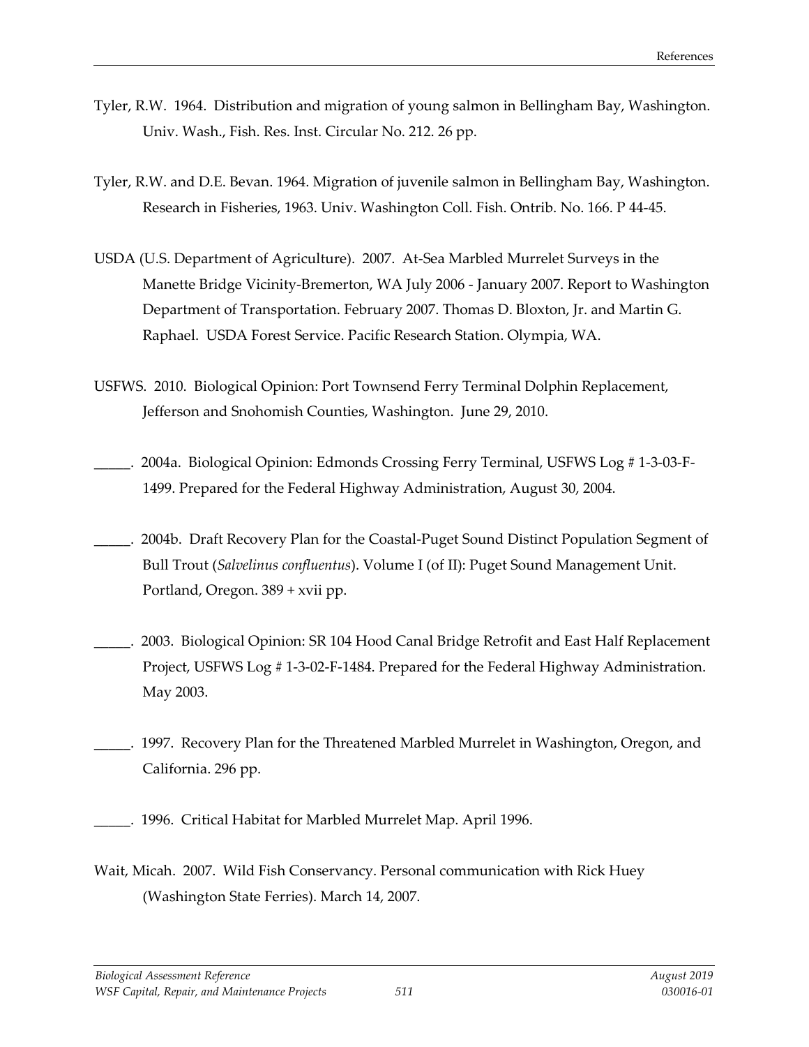Tyler, R.W. 1964. Distribution and migration of young salmon in Bellingham Bay, Washington. Univ. Wash., Fish. Res. Inst. Circular No. 212. 26 pp.

Tyler, R.W. and D.E. Bevan. 1964. Migration of juvenile salmon in Bellingham Bay, Washington. Research in Fisheries, 1963. Univ. Washington Coll. Fish. Ontrib. No. 166. P 44-45.

USDA (U.S. Department of Agriculture). 2007. At-Sea Marbled Murrelet Surveys in the Manette Bridge Vicinity-Bremerton, WA July 2006 - January 2007. Report to Washington Department of Transportation. February 2007. Thomas D. Bloxton, Jr. and Martin G. Raphael. USDA Forest Service. Pacific Research Station. Olympia, WA.

USFWS. 2010. Biological Opinion: Port Townsend Ferry Terminal Dolphin Replacement, Jefferson and Snohomish Counties, Washington. June 29, 2010.

_____. 2004a. Biological Opinion: Edmonds Crossing Ferry Terminal, USFWS Log # 1-3-03-F-1499. Prepared for the Federal Highway Administration, August 30, 2004.

_____. 2004b. Draft Recovery Plan for the Coastal-Puget Sound Distinct Population Segment of Bull Trout (*Salvelinus confluentus*). Volume I (of II): Puget Sound Management Unit. Portland, Oregon. 389 + xvii pp.

_____. 2003. Biological Opinion: SR 104 Hood Canal Bridge Retrofit and East Half Replacement Project, USFWS Log # 1-3-02-F-1484. Prepared for the Federal Highway Administration. May 2003.

_____. 1997. Recovery Plan for the Threatened Marbled Murrelet in Washington, Oregon, and California. 296 pp.

_____. 1996. Critical Habitat for Marbled Murrelet Map. April 1996.

Wait, Micah. 2007. Wild Fish Conservancy. Personal communication with Rick Huey (Washington State Ferries). March 14, 2007.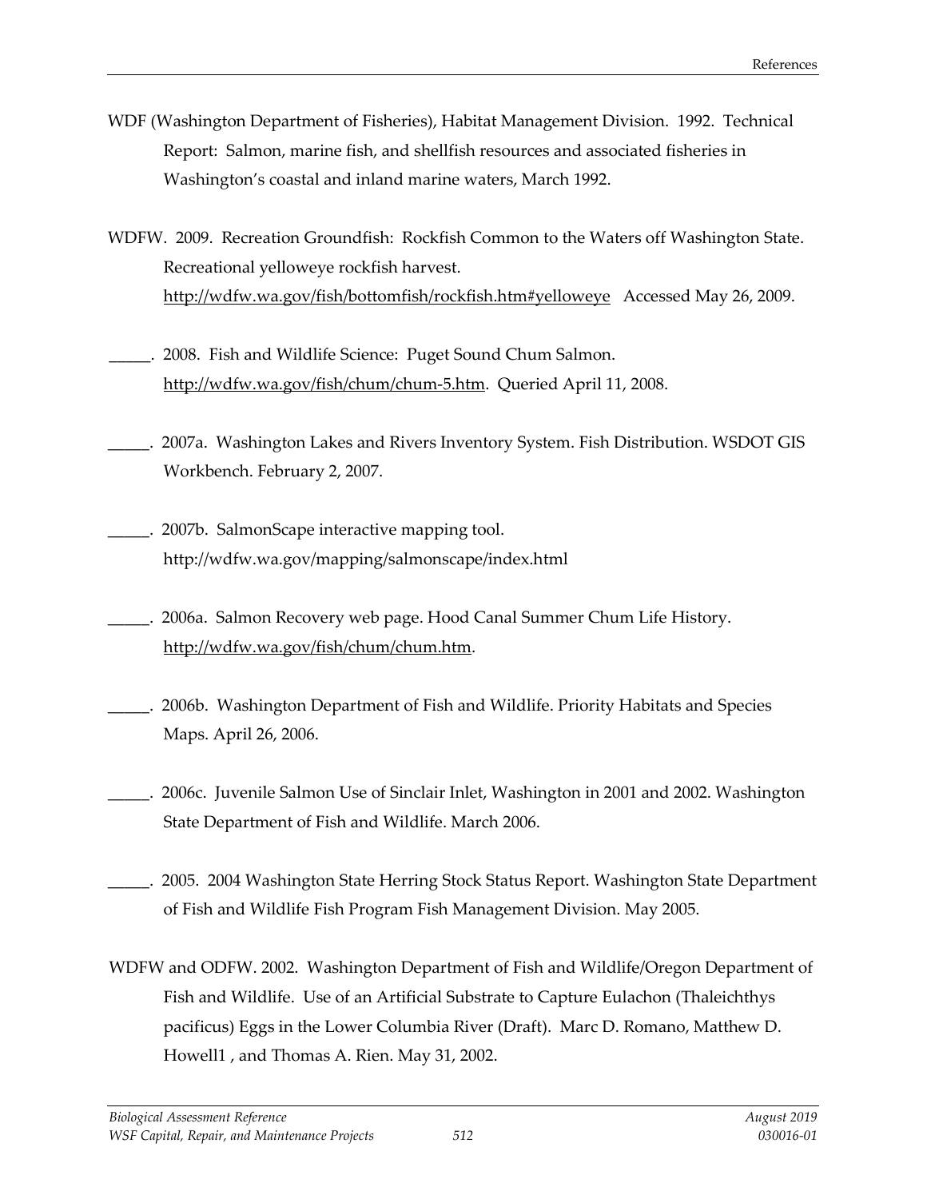WDF (Washington Department of Fisheries), Habitat Management Division. 1992. Technical Report: Salmon, marine fish, and shellfish resources and associated fisheries in Washington's coastal and inland marine waters, March 1992.

WDFW. 2009. Recreation Groundfish: Rockfish Common to the Waters off Washington State. Recreational yelloweye rockfish harvest. http://wdfw.wa.gov/fish/bottomfish/rockfish.htm#yelloweye Accessed May 26, 2009.

_____. 2008. Fish and Wildlife Science: Puget Sound Chum Salmon. http://wdfw.wa.gov/fish/chum/chum-5.htm. Queried April 11, 2008.

_____. 2007a. Washington Lakes and Rivers Inventory System. Fish Distribution. WSDOT GIS Workbench. February 2, 2007.

_____. 2007b. SalmonScape interactive mapping tool. http://wdfw.wa.gov/mapping/salmonscape/index.html

_____. 2006a. Salmon Recovery web page. Hood Canal Summer Chum Life History. http://wdfw.wa.gov/fish/chum/chum.htm.

_____. 2006b. Washington Department of Fish and Wildlife. Priority Habitats and Species Maps. April 26, 2006.

_____. 2006c. Juvenile Salmon Use of Sinclair Inlet, Washington in 2001 and 2002. Washington State Department of Fish and Wildlife. March 2006.

_____. 2005. 2004 Washington State Herring Stock Status Report. Washington State Department of Fish and Wildlife Fish Program Fish Management Division. May 2005.

WDFW and ODFW. 2002. Washington Department of Fish and Wildlife/Oregon Department of Fish and Wildlife. Use of an Artificial Substrate to Capture Eulachon (Thaleichthys pacificus) Eggs in the Lower Columbia River (Draft). Marc D. Romano, Matthew D. Howell1 , and Thomas A. Rien. May 31, 2002.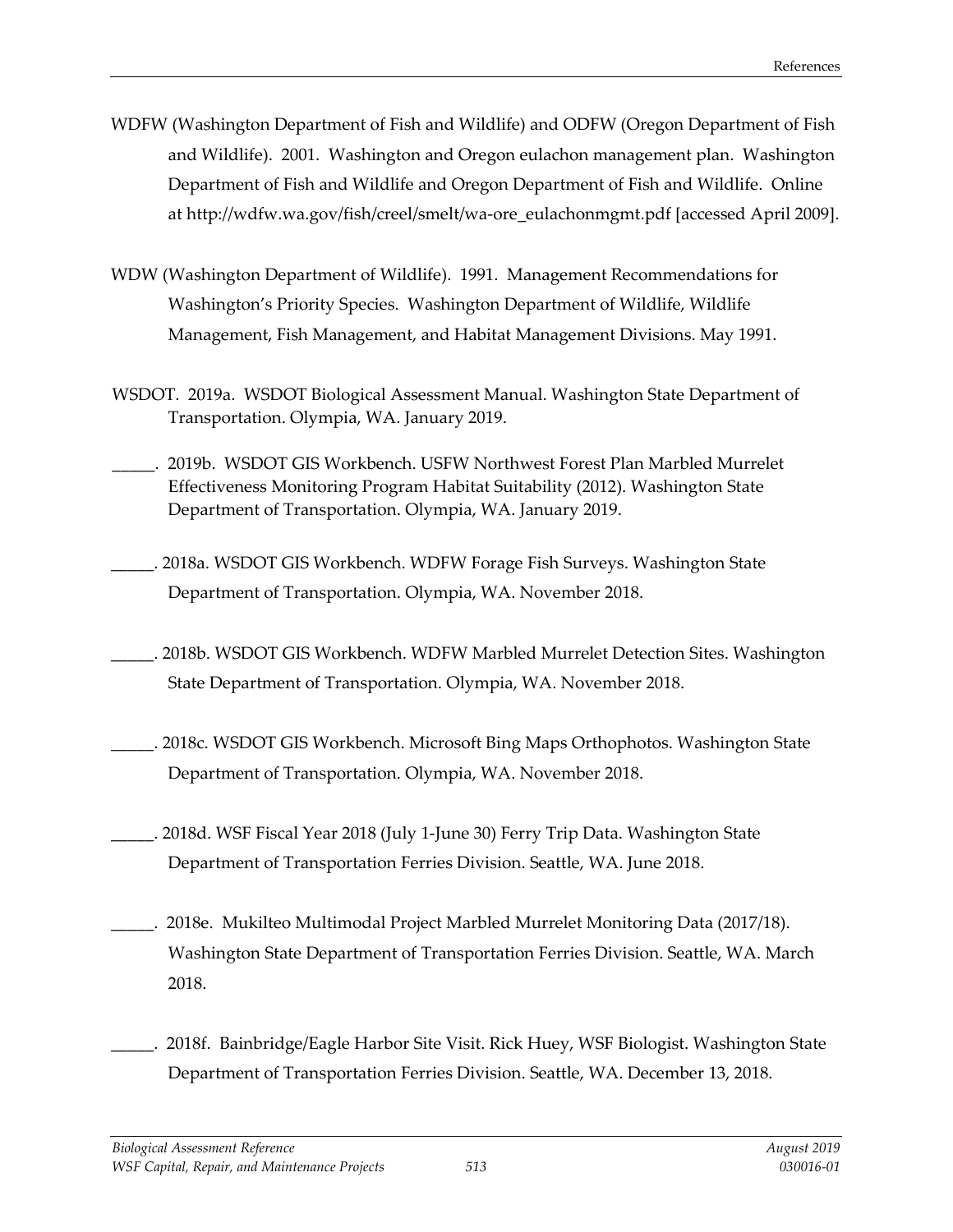WDFW (Washington Department of Fish and Wildlife) and ODFW (Oregon Department of Fish and Wildlife). 2001. Washington and Oregon eulachon management plan. Washington Department of Fish and Wildlife and Oregon Department of Fish and Wildlife. Online at http://wdfw.wa.gov/fish/creel/smelt/wa-ore_eulachonmgmt.pdf [accessed April 2009].

WDW (Washington Department of Wildlife). 1991. Management Recommendations for Washington's Priority Species. Washington Department of Wildlife, Wildlife Management, Fish Management, and Habitat Management Divisions. May 1991.

WSDOT. 2019a. WSDOT Biological Assessment Manual. Washington State Department of Transportation. Olympia, WA. January 2019.

_____. 2019b. WSDOT GIS Workbench. USFW Northwest Forest Plan Marbled Murrelet Effectiveness Monitoring Program Habitat Suitability (2012). Washington State Department of Transportation. Olympia, WA. January 2019.

_____. 2018a. WSDOT GIS Workbench. WDFW Forage Fish Surveys. Washington State Department of Transportation. Olympia, WA. November 2018.

_____. 2018b. WSDOT GIS Workbench. WDFW Marbled Murrelet Detection Sites. Washington State Department of Transportation. Olympia, WA. November 2018.

_____. 2018c. WSDOT GIS Workbench. Microsoft Bing Maps Orthophotos. Washington State Department of Transportation. Olympia, WA. November 2018.

_____. 2018d. WSF Fiscal Year 2018 (July 1-June 30) Ferry Trip Data. Washington State Department of Transportation Ferries Division. Seattle, WA. June 2018.

_____. 2018e. Mukilteo Multimodal Project Marbled Murrelet Monitoring Data (2017/18). Washington State Department of Transportation Ferries Division. Seattle, WA. March 2018.

_____. 2018f. Bainbridge/Eagle Harbor Site Visit. Rick Huey, WSF Biologist. Washington State Department of Transportation Ferries Division. Seattle, WA. December 13, 2018.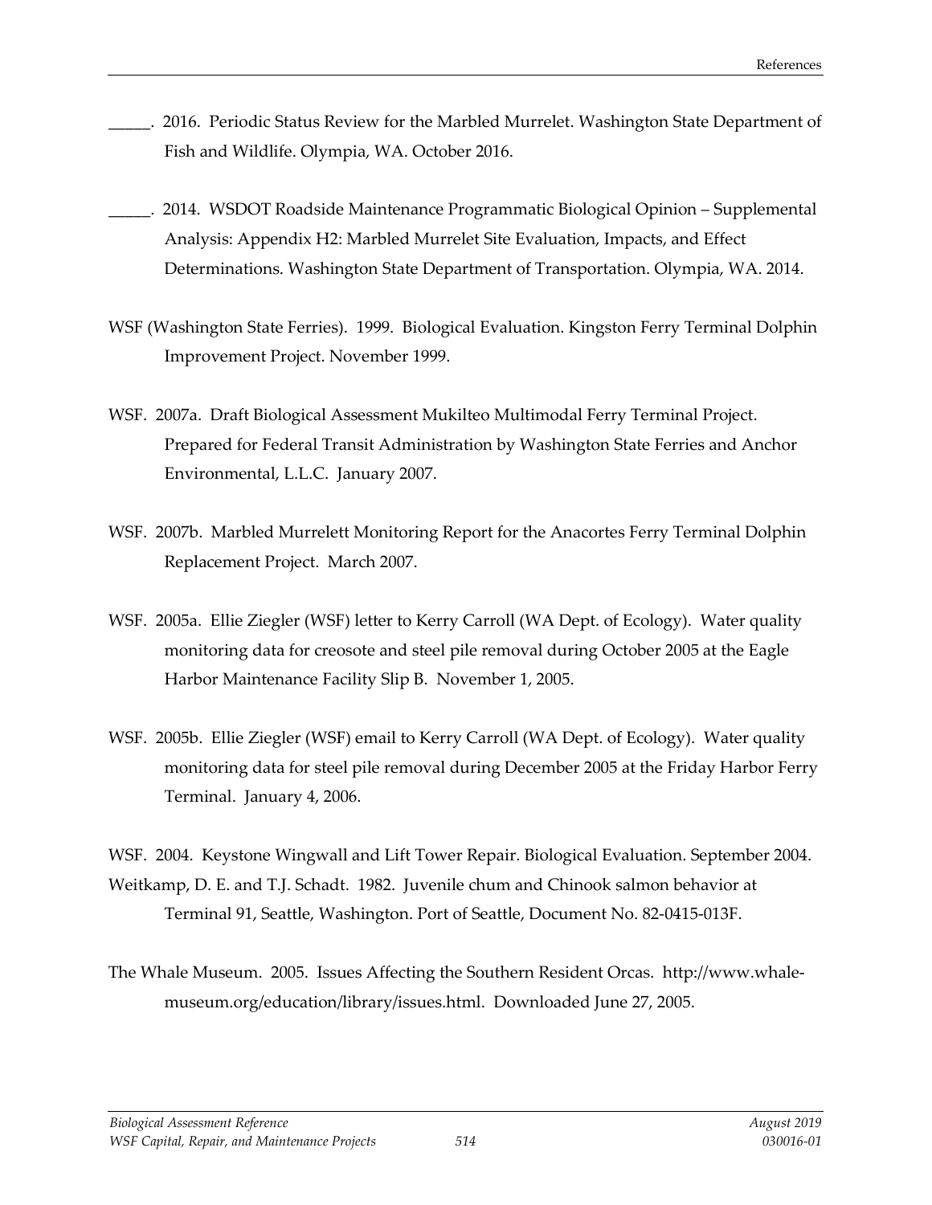_____. 2016. Periodic Status Review for the Marbled Murrelet. Washington State Department of Fish and Wildlife. Olympia, WA. October 2016.

_____. 2014. WSDOT Roadside Maintenance Programmatic Biological Opinion – Supplemental Analysis: Appendix H2: Marbled Murrelet Site Evaluation, Impacts, and Effect Determinations. Washington State Department of Transportation. Olympia, WA. 2014.

WSF (Washington State Ferries). 1999. Biological Evaluation. Kingston Ferry Terminal Dolphin Improvement Project. November 1999.

WSF. 2007a. Draft Biological Assessment Mukilteo Multimodal Ferry Terminal Project. Prepared for Federal Transit Administration by Washington State Ferries and Anchor Environmental, L.L.C. January 2007.

WSF. 2007b. Marbled Murrelett Monitoring Report for the Anacortes Ferry Terminal Dolphin Replacement Project. March 2007.

WSF. 2005a. Ellie Ziegler (WSF) letter to Kerry Carroll (WA Dept. of Ecology). Water quality monitoring data for creosote and steel pile removal during October 2005 at the Eagle Harbor Maintenance Facility Slip B. November 1, 2005.

WSF. 2005b. Ellie Ziegler (WSF) email to Kerry Carroll (WA Dept. of Ecology). Water quality monitoring data for steel pile removal during December 2005 at the Friday Harbor Ferry Terminal. January 4, 2006.

WSF. 2004. Keystone Wingwall and Lift Tower Repair. Biological Evaluation. September 2004.

Weitkamp, D. E. and T.J. Schadt. 1982. Juvenile chum and Chinook salmon behavior at Terminal 91, Seattle, Washington. Port of Seattle, Document No. 82-0415-013F.

The Whale Museum. 2005. Issues Affecting the Southern Resident Orcas. http://www.whale-museum.org/education/library/issues.html. Downloaded June 27, 2005.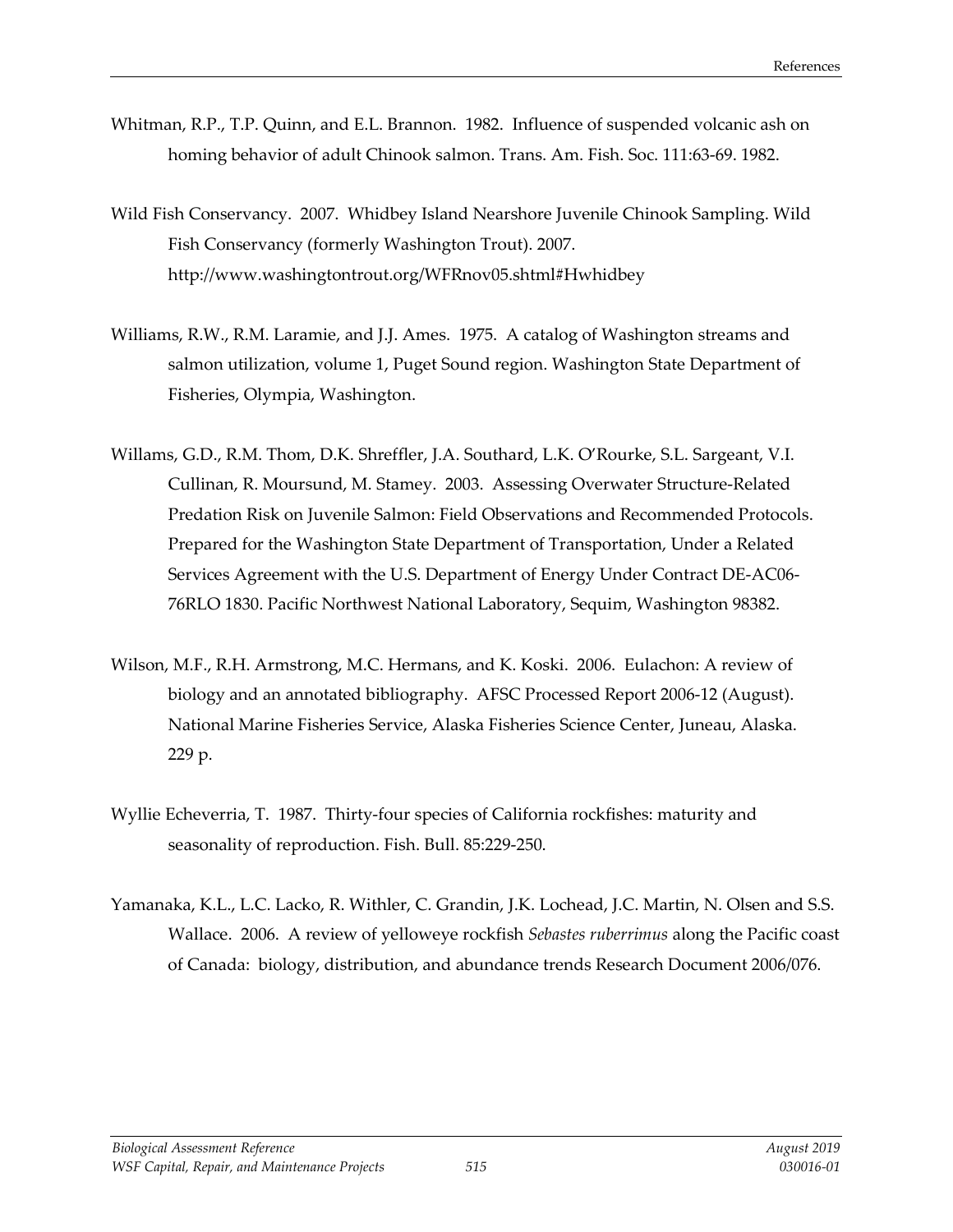Whitman, R.P., T.P. Quinn, and E.L. Brannon. 1982. Influence of suspended volcanic ash on homing behavior of adult Chinook salmon. Trans. Am. Fish. Soc. 111:63-69. 1982.

Wild Fish Conservancy. 2007. Whidbey Island Nearshore Juvenile Chinook Sampling. Wild Fish Conservancy (formerly Washington Trout). 2007. http://www.washingtontrout.org/WFRnov05.shtml#Hwhidbey

Williams, R.W., R.M. Laramie, and J.J. Ames. 1975. A catalog of Washington streams and salmon utilization, volume 1, Puget Sound region. Washington State Department of Fisheries, Olympia, Washington.

Willams, G.D., R.M. Thom, D.K. Shreffler, J.A. Southard, L.K. O'Rourke, S.L. Sargeant, V.I. Cullinan, R. Moursund, M. Stamey. 2003. Assessing Overwater Structure-Related Predation Risk on Juvenile Salmon: Field Observations and Recommended Protocols. Prepared for the Washington State Department of Transportation, Under a Related Services Agreement with the U.S. Department of Energy Under Contract DE-AC06-76RLO 1830. Pacific Northwest National Laboratory, Sequim, Washington 98382.

Wilson, M.F., R.H. Armstrong, M.C. Hermans, and K. Koski. 2006. Eulachon: A review of biology and an annotated bibliography. AFSC Processed Report 2006-12 (August). National Marine Fisheries Service, Alaska Fisheries Science Center, Juneau, Alaska. 229 p.

Wyllie Echeverria, T. 1987. Thirty-four species of California rockfishes: maturity and seasonality of reproduction. Fish. Bull. 85:229-250.

Yamanaka, K.L., L.C. Lacko, R. Withler, C. Grandin, J.K. Lochead, J.C. Martin, N. Olsen and S.S. Wallace. 2006. A review of yelloweye rockfish *Sebastes ruberrimus* along the Pacific coast of Canada: biology, distribution, and abundance trends Research Document 2006/076.